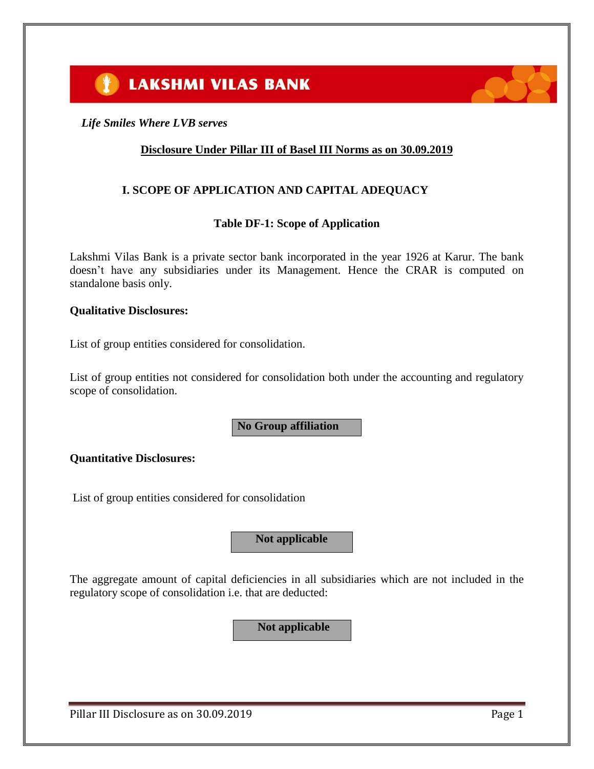LAKSHMI VILAS BANK

*Life Smiles Where LVB serves*

**Disclosure Under Pillar III of Basel III Norms as on 30.09.2019**

## I. SCOPE OF APPLICATION AND CAPITAL ADEQUACY

### Table DF-1: Scope of Application

Lakshmi Vilas Bank is a private sector bank incorporated in the year 1926 at Karur. The bank doesn't have any subsidiaries under its Management. Hence the CRAR is computed on standalone basis only.

**Qualitative Disclosures:**

List of group entities considered for consolidation.

List of group entities not considered for consolidation both under the accounting and regulatory scope of consolidation.

**No Group affiliation**

**Quantitative Disclosures:**

List of group entities considered for consolidation

**Not applicable**

The aggregate amount of capital deficiencies in all subsidiaries which are not included in the regulatory scope of consolidation i.e. that are deducted:

**Not applicable**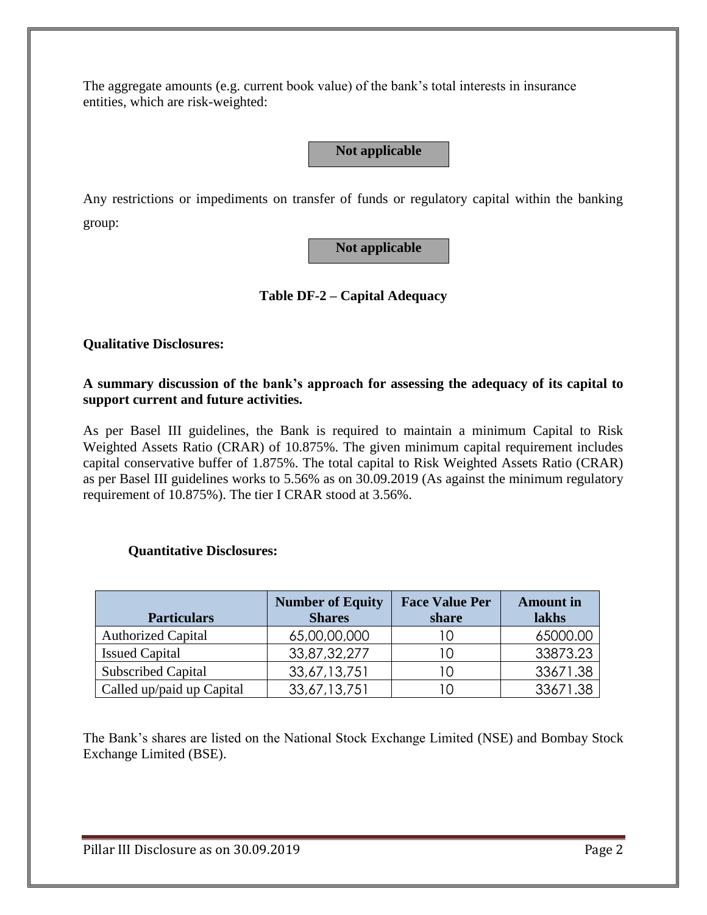The aggregate amounts (e.g. current book value) of the bank's total interests in insurance entities, which are risk-weighted:

**Not applicable**

Any restrictions or impediments on transfer of funds or regulatory capital within the banking group:

**Not applicable**

## Table DF-2 – Capital Adequacy

**Qualitative Disclosures:**

**A summary discussion of the bank's approach for assessing the adequacy of its capital to support current and future activities.**

As per Basel III guidelines, the Bank is required to maintain a minimum Capital to Risk Weighted Assets Ratio (CRAR) of 10.875%. The given minimum capital requirement includes capital conservative buffer of 1.875%. The total capital to Risk Weighted Assets Ratio (CRAR) as per Basel III guidelines works to 5.56% as on 30.09.2019 (As against the minimum regulatory requirement of 10.875%). The tier I CRAR stood at 3.56%.

**Quantitative Disclosures:**

| Particulars | Number of Equity Shares | Face Value Per share | Amount in lakhs |
|---|---|---|---|
| Authorized Capital | 65,00,00,000 | 10 | 65000.00 |
| Issued Capital | 33,87,32,277 | 10 | 33873.23 |
| Subscribed Capital | 33,67,13,751 | 10 | 33671.38 |
| Called up/paid up Capital | 33,67,13,751 | 10 | 33671.38 |

The Bank's shares are listed on the National Stock Exchange Limited (NSE) and Bombay Stock Exchange Limited (BSE).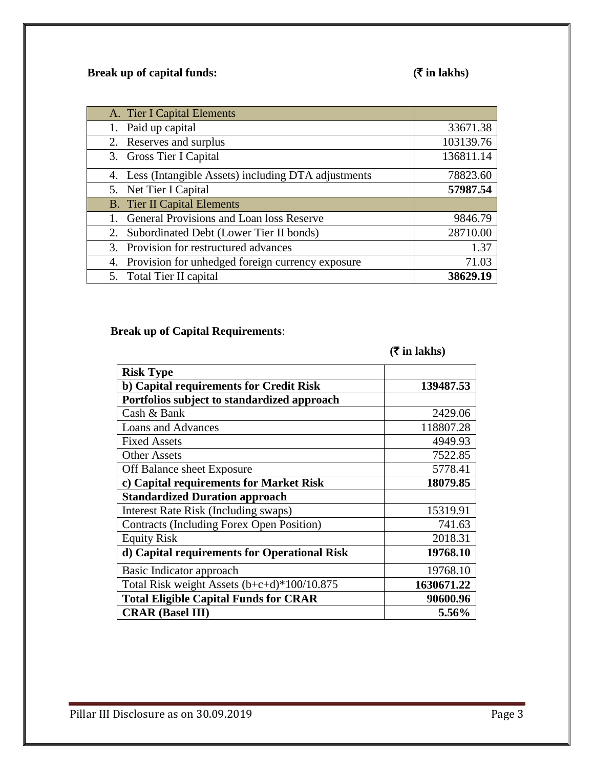**Break up of capital funds:** **(₹ in lakhs)**

| A. Tier I Capital Elements | |
|---|---|
| 1. Paid up capital | 33671.38 |
| 2. Reserves and surplus | 103139.76 |
| 3. Gross Tier I Capital | 136811.14 |
| 4. Less (Intangible Assets) including DTA adjustments | 78823.60 |
| 5. Net Tier I Capital | **57987.54** |
| B. Tier II Capital Elements | |
| 1. General Provisions and Loan loss Reserve | 9846.79 |
| 2. Subordinated Debt (Lower Tier II bonds) | 28710.00 |
| 3. Provision for restructured advances | 1.37 |
| 4. Provision for unhedged foreign currency exposure | 71.03 |
| 5. Total Tier II capital | **38629.19** |

**Break up of Capital Requirements**:

**(₹ in lakhs)**

| **Risk Type** | |
|---|---|
| **b) Capital requirements for Credit Risk** | **139487.53** |
| **Portfolios subject to standardized approach** | |
| Cash & Bank | 2429.06 |
| Loans and Advances | 118807.28 |
| Fixed Assets | 4949.93 |
| Other Assets | 7522.85 |
| Off Balance sheet Exposure | 5778.41 |
| **c) Capital requirements for Market Risk** | **18079.85** |
| **Standardized Duration approach** | |
| Interest Rate Risk (Including swaps) | 15319.91 |
| Contracts (Including Forex Open Position) | 741.63 |
| Equity Risk | 2018.31 |
| **d) Capital requirements for Operational Risk** | **19768.10** |
| Basic Indicator approach | 19768.10 |
| Total Risk weight Assets (b+c+d)*100/10.875 | **1630671.22** |
| **Total Eligible Capital Funds for CRAR** | **90600.96** |
| **CRAR (Basel III)** | **5.56%** |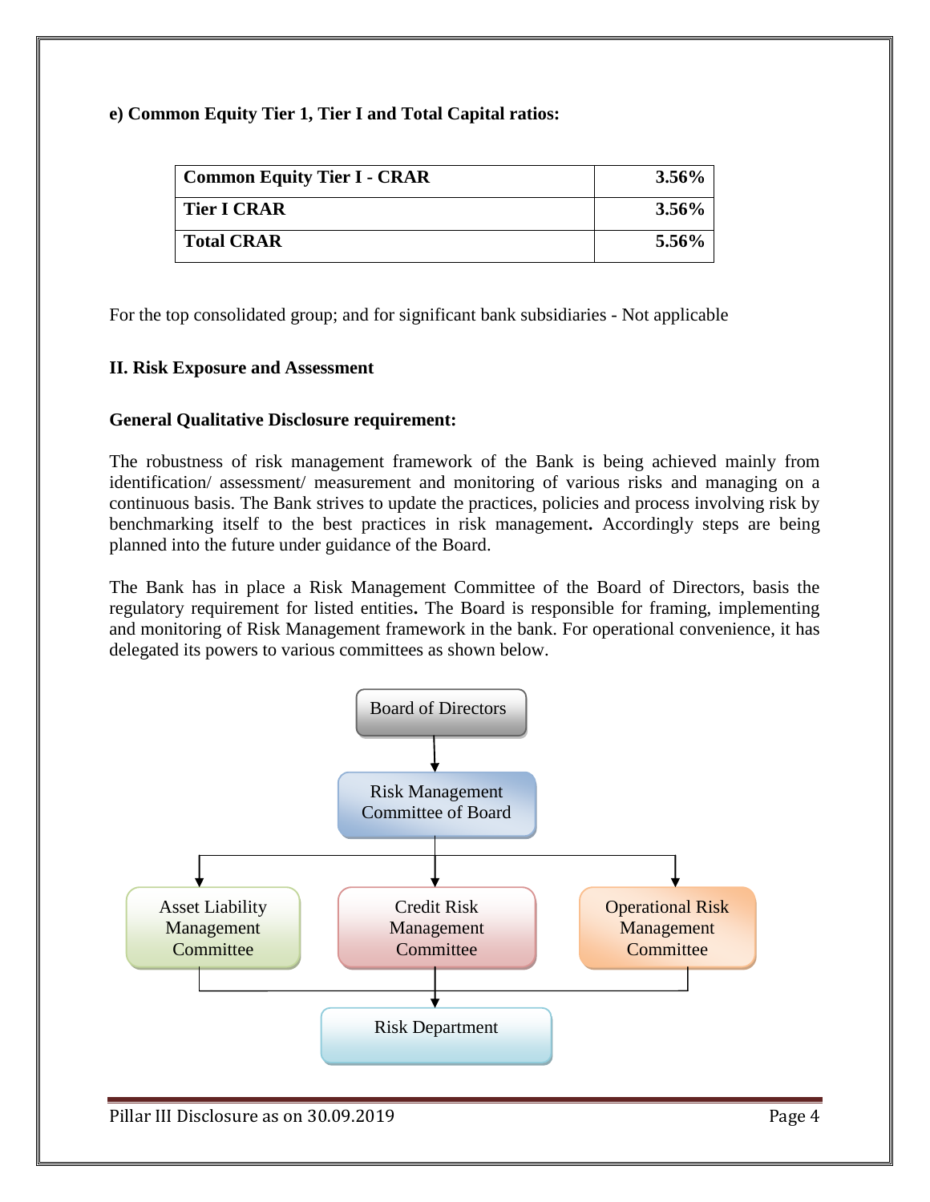**e) Common Equity Tier 1, Tier I and Total Capital ratios:**

| | |
|---|---|
| **Common Equity Tier I - CRAR** | **3.56%** |
| **Tier I CRAR** | **3.56%** |
| **Total CRAR** | **5.56%** |

For the top consolidated group; and for significant bank subsidiaries - Not applicable

**II. Risk Exposure and Assessment**

**General Qualitative Disclosure requirement:**

The robustness of risk management framework of the Bank is being achieved mainly from identification/ assessment/ measurement and monitoring of various risks and managing on a continuous basis. The Bank strives to update the practices, policies and process involving risk by benchmarking itself to the best practices in risk management**.** Accordingly steps are being planned into the future under guidance of the Board.

The Bank has in place a Risk Management Committee of the Board of Directors, basis the regulatory requirement for listed entities**.** The Board is responsible for framing, implementing and monitoring of Risk Management framework in the bank. For operational convenience, it has delegated its powers to various committees as shown below.

Board of Directors

Risk Management Committee of Board

Asset Liability Management Committee

Credit Risk Management Committee

Operational Risk Management Committee

Risk Department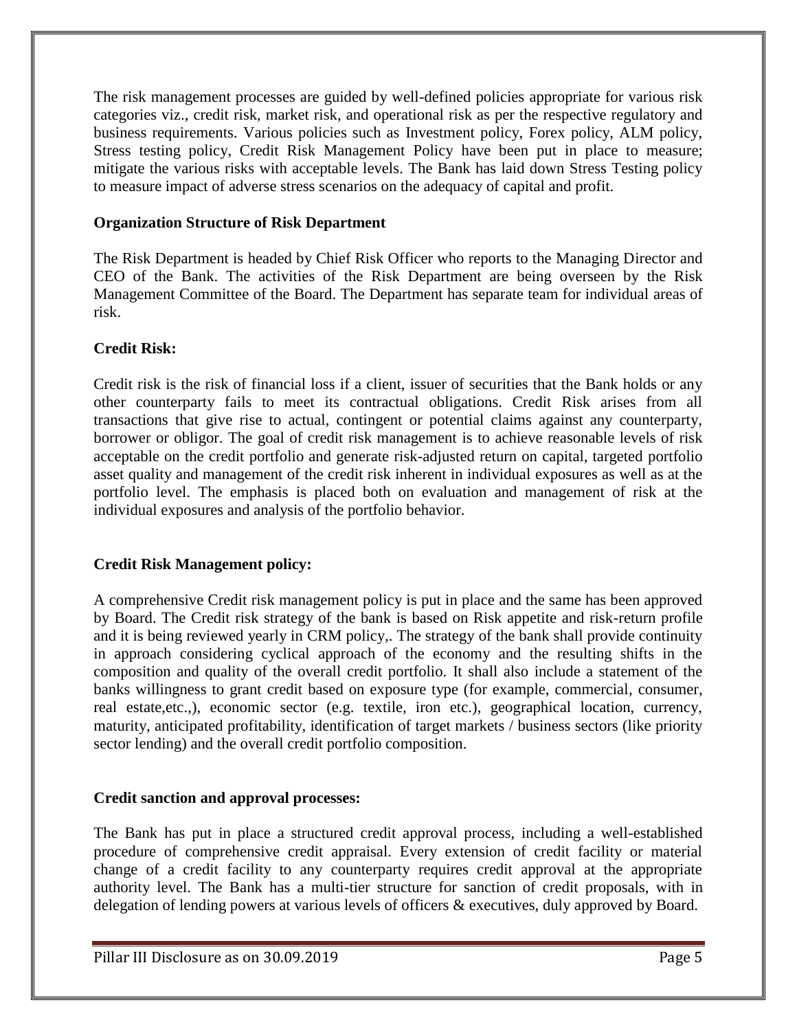The risk management processes are guided by well-defined policies appropriate for various risk categories viz., credit risk, market risk, and operational risk as per the respective regulatory and business requirements. Various policies such as Investment policy, Forex policy, ALM policy, Stress testing policy, Credit Risk Management Policy have been put in place to measure; mitigate the various risks with acceptable levels. The Bank has laid down Stress Testing policy to measure impact of adverse stress scenarios on the adequacy of capital and profit.

**Organization Structure of Risk Department**

The Risk Department is headed by Chief Risk Officer who reports to the Managing Director and CEO of the Bank. The activities of the Risk Department are being overseen by the Risk Management Committee of the Board. The Department has separate team for individual areas of risk.

**Credit Risk:**

Credit risk is the risk of financial loss if a client, issuer of securities that the Bank holds or any other counterparty fails to meet its contractual obligations. Credit Risk arises from all transactions that give rise to actual, contingent or potential claims against any counterparty, borrower or obligor. The goal of credit risk management is to achieve reasonable levels of risk acceptable on the credit portfolio and generate risk-adjusted return on capital, targeted portfolio asset quality and management of the credit risk inherent in individual exposures as well as at the portfolio level. The emphasis is placed both on evaluation and management of risk at the individual exposures and analysis of the portfolio behavior.

**Credit Risk Management policy:**

A comprehensive Credit risk management policy is put in place and the same has been approved by Board. The Credit risk strategy of the bank is based on Risk appetite and risk-return profile and it is being reviewed yearly in CRM policy,. The strategy of the bank shall provide continuity in approach considering cyclical approach of the economy and the resulting shifts in the composition and quality of the overall credit portfolio. It shall also include a statement of the banks willingness to grant credit based on exposure type (for example, commercial, consumer, real estate,etc.,), economic sector (e.g. textile, iron etc.), geographical location, currency, maturity, anticipated profitability, identification of target markets / business sectors (like priority sector lending) and the overall credit portfolio composition.

**Credit sanction and approval processes:**

The Bank has put in place a structured credit approval process, including a well-established procedure of comprehensive credit appraisal. Every extension of credit facility or material change of a credit facility to any counterparty requires credit approval at the appropriate authority level. The Bank has a multi-tier structure for sanction of credit proposals, with in delegation of lending powers at various levels of officers & executives, duly approved by Board.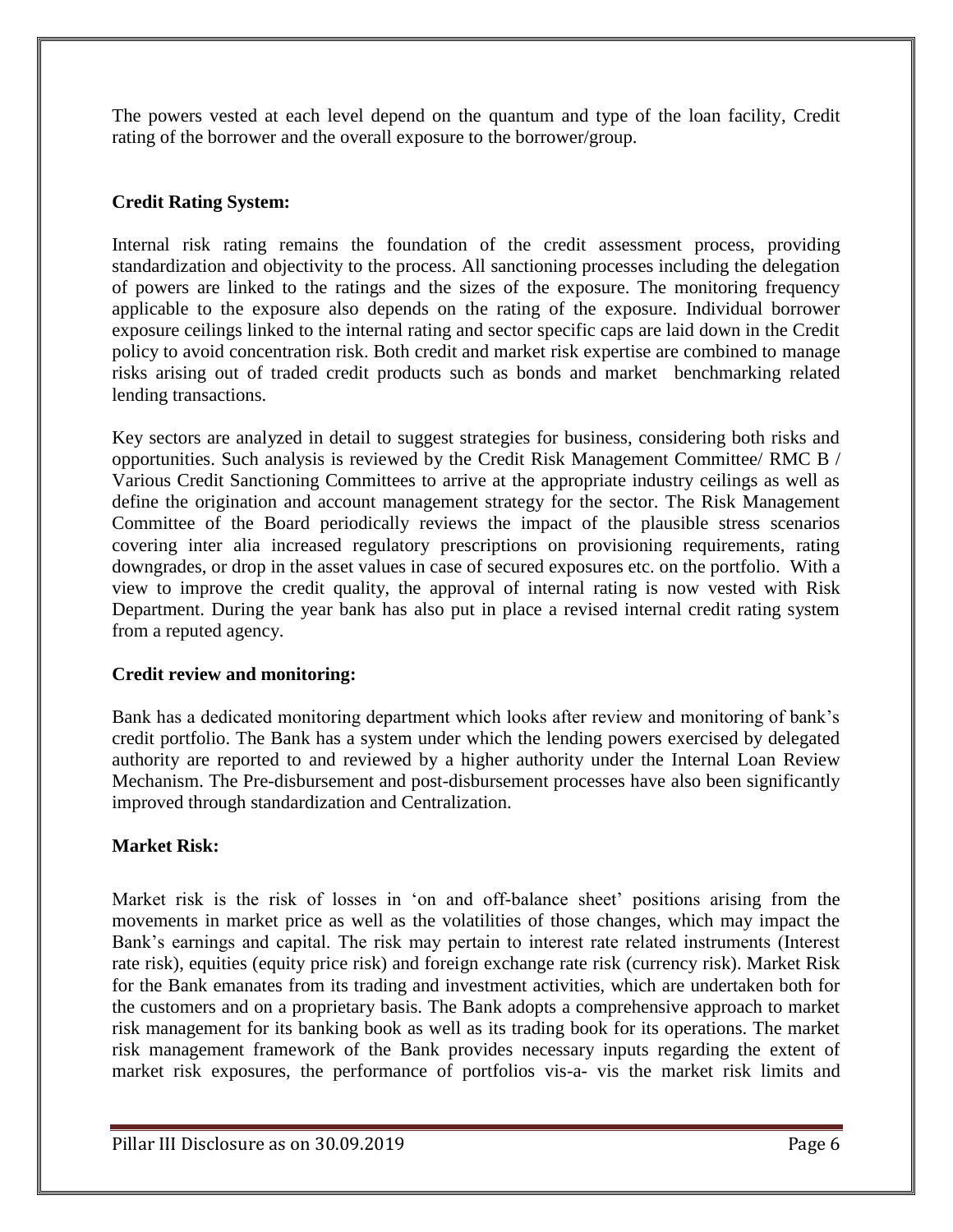The powers vested at each level depend on the quantum and type of the loan facility, Credit rating of the borrower and the overall exposure to the borrower/group.

**Credit Rating System:**

Internal risk rating remains the foundation of the credit assessment process, providing standardization and objectivity to the process. All sanctioning processes including the delegation of powers are linked to the ratings and the sizes of the exposure. The monitoring frequency applicable to the exposure also depends on the rating of the exposure. Individual borrower exposure ceilings linked to the internal rating and sector specific caps are laid down in the Credit policy to avoid concentration risk. Both credit and market risk expertise are combined to manage risks arising out of traded credit products such as bonds and market benchmarking related lending transactions.

Key sectors are analyzed in detail to suggest strategies for business, considering both risks and opportunities. Such analysis is reviewed by the Credit Risk Management Committee/ RMC B / Various Credit Sanctioning Committees to arrive at the appropriate industry ceilings as well as define the origination and account management strategy for the sector. The Risk Management Committee of the Board periodically reviews the impact of the plausible stress scenarios covering inter alia increased regulatory prescriptions on provisioning requirements, rating downgrades, or drop in the asset values in case of secured exposures etc. on the portfolio. With a view to improve the credit quality, the approval of internal rating is now vested with Risk Department. During the year bank has also put in place a revised internal credit rating system from a reputed agency.

**Credit review and monitoring:**

Bank has a dedicated monitoring department which looks after review and monitoring of bank's credit portfolio. The Bank has a system under which the lending powers exercised by delegated authority are reported to and reviewed by a higher authority under the Internal Loan Review Mechanism. The Pre-disbursement and post-disbursement processes have also been significantly improved through standardization and Centralization.

**Market Risk:**

Market risk is the risk of losses in 'on and off-balance sheet' positions arising from the movements in market price as well as the volatilities of those changes, which may impact the Bank's earnings and capital. The risk may pertain to interest rate related instruments (Interest rate risk), equities (equity price risk) and foreign exchange rate risk (currency risk). Market Risk for the Bank emanates from its trading and investment activities, which are undertaken both for the customers and on a proprietary basis. The Bank adopts a comprehensive approach to market risk management for its banking book as well as its trading book for its operations. The market risk management framework of the Bank provides necessary inputs regarding the extent of market risk exposures, the performance of portfolios vis-a- vis the market risk limits and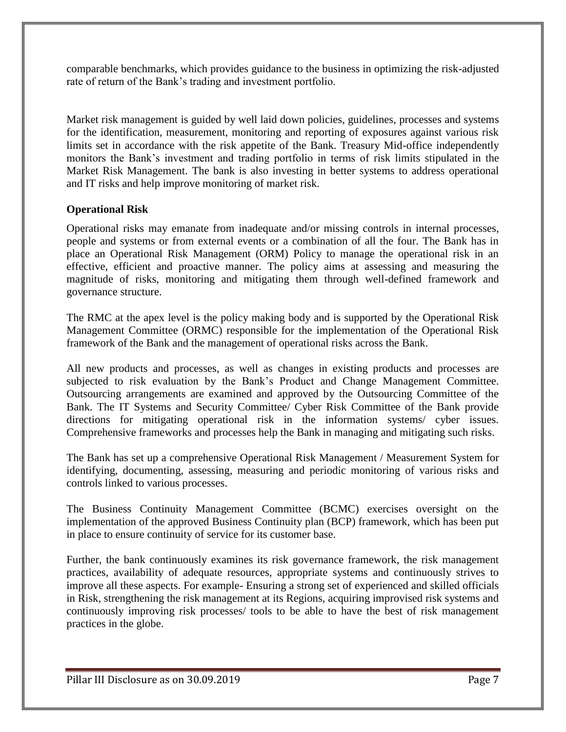comparable benchmarks, which provides guidance to the business in optimizing the risk-adjusted rate of return of the Bank's trading and investment portfolio.

Market risk management is guided by well laid down policies, guidelines, processes and systems for the identification, measurement, monitoring and reporting of exposures against various risk limits set in accordance with the risk appetite of the Bank. Treasury Mid-office independently monitors the Bank's investment and trading portfolio in terms of risk limits stipulated in the Market Risk Management. The bank is also investing in better systems to address operational and IT risks and help improve monitoring of market risk.

**Operational Risk**

Operational risks may emanate from inadequate and/or missing controls in internal processes, people and systems or from external events or a combination of all the four. The Bank has in place an Operational Risk Management (ORM) Policy to manage the operational risk in an effective, efficient and proactive manner. The policy aims at assessing and measuring the magnitude of risks, monitoring and mitigating them through well-defined framework and governance structure.

The RMC at the apex level is the policy making body and is supported by the Operational Risk Management Committee (ORMC) responsible for the implementation of the Operational Risk framework of the Bank and the management of operational risks across the Bank.

All new products and processes, as well as changes in existing products and processes are subjected to risk evaluation by the Bank's Product and Change Management Committee. Outsourcing arrangements are examined and approved by the Outsourcing Committee of the Bank. The IT Systems and Security Committee/ Cyber Risk Committee of the Bank provide directions for mitigating operational risk in the information systems/ cyber issues. Comprehensive frameworks and processes help the Bank in managing and mitigating such risks.

The Bank has set up a comprehensive Operational Risk Management / Measurement System for identifying, documenting, assessing, measuring and periodic monitoring of various risks and controls linked to various processes.

The Business Continuity Management Committee (BCMC) exercises oversight on the implementation of the approved Business Continuity plan (BCP) framework, which has been put in place to ensure continuity of service for its customer base.

Further, the bank continuously examines its risk governance framework, the risk management practices, availability of adequate resources, appropriate systems and continuously strives to improve all these aspects. For example- Ensuring a strong set of experienced and skilled officials in Risk, strengthening the risk management at its Regions, acquiring improvised risk systems and continuously improving risk processes/ tools to be able to have the best of risk management practices in the globe.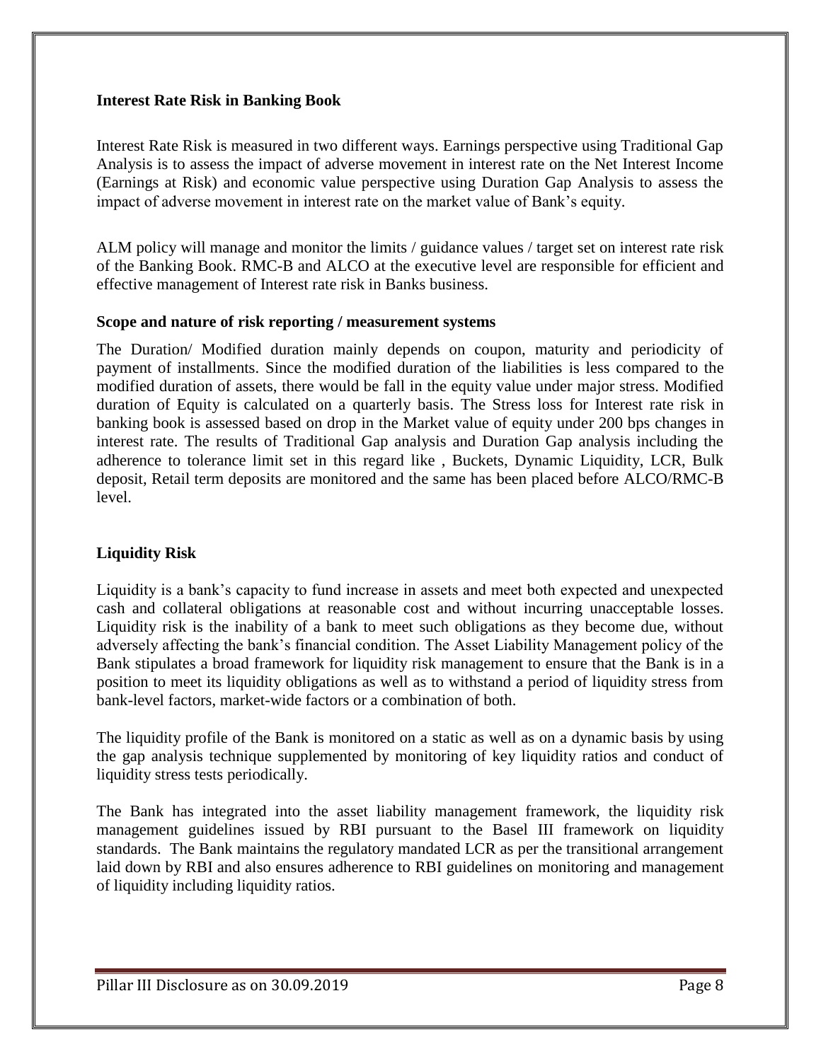### Interest Rate Risk in Banking Book

Interest Rate Risk is measured in two different ways. Earnings perspective using Traditional Gap Analysis is to assess the impact of adverse movement in interest rate on the Net Interest Income (Earnings at Risk) and economic value perspective using Duration Gap Analysis to assess the impact of adverse movement in interest rate on the market value of Bank's equity.

ALM policy will manage and monitor the limits / guidance values / target set on interest rate risk of the Banking Book. RMC-B and ALCO at the executive level are responsible for efficient and effective management of Interest rate risk in Banks business.

### Scope and nature of risk reporting / measurement systems

The Duration/ Modified duration mainly depends on coupon, maturity and periodicity of payment of installments. Since the modified duration of the liabilities is less compared to the modified duration of assets, there would be fall in the equity value under major stress. Modified duration of Equity is calculated on a quarterly basis. The Stress loss for Interest rate risk in banking book is assessed based on drop in the Market value of equity under 200 bps changes in interest rate. The results of Traditional Gap analysis and Duration Gap analysis including the adherence to tolerance limit set in this regard like , Buckets, Dynamic Liquidity, LCR, Bulk deposit, Retail term deposits are monitored and the same has been placed before ALCO/RMC-B level.

### Liquidity Risk

Liquidity is a bank's capacity to fund increase in assets and meet both expected and unexpected cash and collateral obligations at reasonable cost and without incurring unacceptable losses. Liquidity risk is the inability of a bank to meet such obligations as they become due, without adversely affecting the bank's financial condition. The Asset Liability Management policy of the Bank stipulates a broad framework for liquidity risk management to ensure that the Bank is in a position to meet its liquidity obligations as well as to withstand a period of liquidity stress from bank-level factors, market-wide factors or a combination of both.

The liquidity profile of the Bank is monitored on a static as well as on a dynamic basis by using the gap analysis technique supplemented by monitoring of key liquidity ratios and conduct of liquidity stress tests periodically.

The Bank has integrated into the asset liability management framework, the liquidity risk management guidelines issued by RBI pursuant to the Basel III framework on liquidity standards. The Bank maintains the regulatory mandated LCR as per the transitional arrangement laid down by RBI and also ensures adherence to RBI guidelines on monitoring and management of liquidity including liquidity ratios.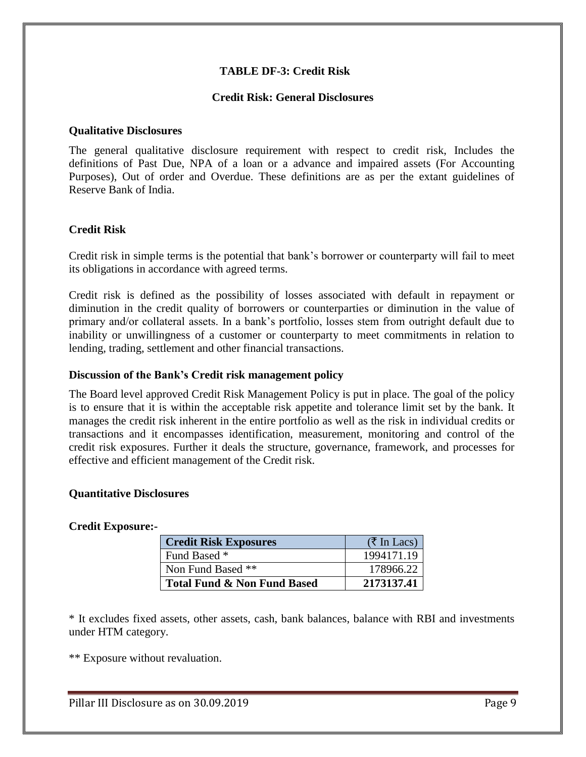## TABLE DF-3: Credit Risk

### Credit Risk: General Disclosures

**Qualitative Disclosures**

The general qualitative disclosure requirement with respect to credit risk, Includes the definitions of Past Due, NPA of a loan or a advance and impaired assets (For Accounting Purposes), Out of order and Overdue. These definitions are as per the extant guidelines of Reserve Bank of India.

**Credit Risk**

Credit risk in simple terms is the potential that bank's borrower or counterparty will fail to meet its obligations in accordance with agreed terms.

Credit risk is defined as the possibility of losses associated with default in repayment or diminution in the credit quality of borrowers or counterparties or diminution in the value of primary and/or collateral assets. In a bank's portfolio, losses stem from outright default due to inability or unwillingness of a customer or counterparty to meet commitments in relation to lending, trading, settlement and other financial transactions.

**Discussion of the Bank's Credit risk management policy**

The Board level approved Credit Risk Management Policy is put in place. The goal of the policy is to ensure that it is within the acceptable risk appetite and tolerance limit set by the bank. It manages the credit risk inherent in the entire portfolio as well as the risk in individual credits or transactions and it encompasses identification, measurement, monitoring and control of the credit risk exposures. Further it deals the structure, governance, framework, and processes for effective and efficient management of the Credit risk.

**Quantitative Disclosures**

**Credit Exposure:-**

| Credit Risk Exposures | (₹ In Lacs) |
|---|---|
| Fund Based * | 1994171.19 |
| Non Fund Based ** | 178966.22 |
| **Total Fund & Non Fund Based** | **2173137.41** |

* It excludes fixed assets, other assets, cash, bank balances, balance with RBI and investments under HTM category.

** Exposure without revaluation.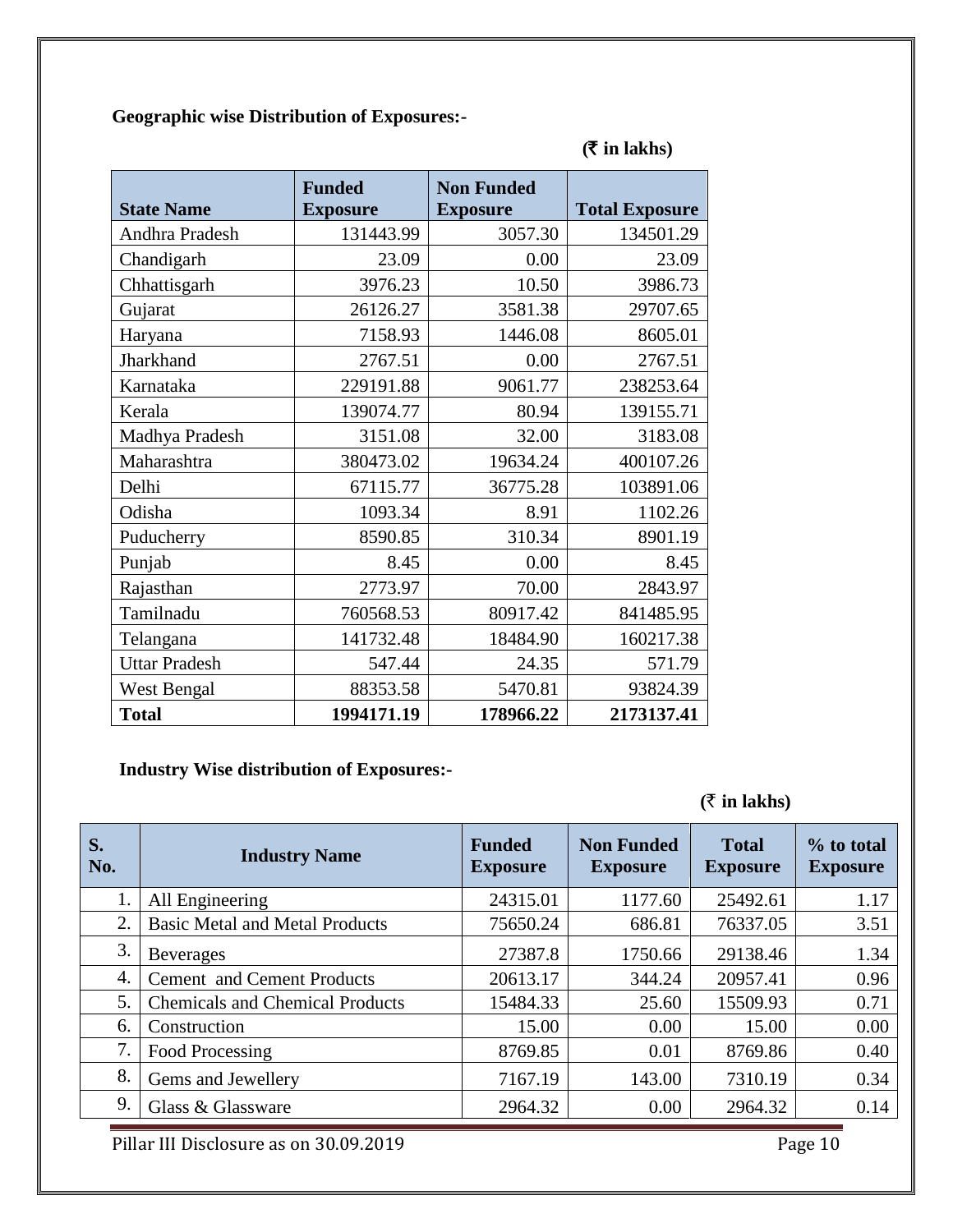**Geographic wise Distribution of Exposures:-**

**(₹ in lakhs)**

| State Name | Funded Exposure | Non Funded Exposure | Total Exposure |
|---|---|---|---|
| Andhra Pradesh | 131443.99 | 3057.30 | 134501.29 |
| Chandigarh | 23.09 | 0.00 | 23.09 |
| Chhattisgarh | 3976.23 | 10.50 | 3986.73 |
| Gujarat | 26126.27 | 3581.38 | 29707.65 |
| Haryana | 7158.93 | 1446.08 | 8605.01 |
| Jharkhand | 2767.51 | 0.00 | 2767.51 |
| Karnataka | 229191.88 | 9061.77 | 238253.64 |
| Kerala | 139074.77 | 80.94 | 139155.71 |
| Madhya Pradesh | 3151.08 | 32.00 | 3183.08 |
| Maharashtra | 380473.02 | 19634.24 | 400107.26 |
| Delhi | 67115.77 | 36775.28 | 103891.06 |
| Odisha | 1093.34 | 8.91 | 1102.26 |
| Puducherry | 8590.85 | 310.34 | 8901.19 |
| Punjab | 8.45 | 0.00 | 8.45 |
| Rajasthan | 2773.97 | 70.00 | 2843.97 |
| Tamilnadu | 760568.53 | 80917.42 | 841485.95 |
| Telangana | 141732.48 | 18484.90 | 160217.38 |
| Uttar Pradesh | 547.44 | 24.35 | 571.79 |
| West Bengal | 88353.58 | 5470.81 | 93824.39 |
| **Total** | **1994171.19** | **178966.22** | **2173137.41** |

**Industry Wise distribution of Exposures:-**

**(₹ in lakhs)**

| S. No. | Industry Name | Funded Exposure | Non Funded Exposure | Total Exposure | % to total Exposure |
|---|---|---|---|---|---|
| 1. | All Engineering | 24315.01 | 1177.60 | 25492.61 | 1.17 |
| 2. | Basic Metal and Metal Products | 75650.24 | 686.81 | 76337.05 | 3.51 |
| 3. | Beverages | 27387.8 | 1750.66 | 29138.46 | 1.34 |
| 4. | Cement and Cement Products | 20613.17 | 344.24 | 20957.41 | 0.96 |
| 5. | Chemicals and Chemical Products | 15484.33 | 25.60 | 15509.93 | 0.71 |
| 6. | Construction | 15.00 | 0.00 | 15.00 | 0.00 |
| 7. | Food Processing | 8769.85 | 0.01 | 8769.86 | 0.40 |
| 8. | Gems and Jewellery | 7167.19 | 143.00 | 7310.19 | 0.34 |
| 9. | Glass & Glassware | 2964.32 | 0.00 | 2964.32 | 0.14 |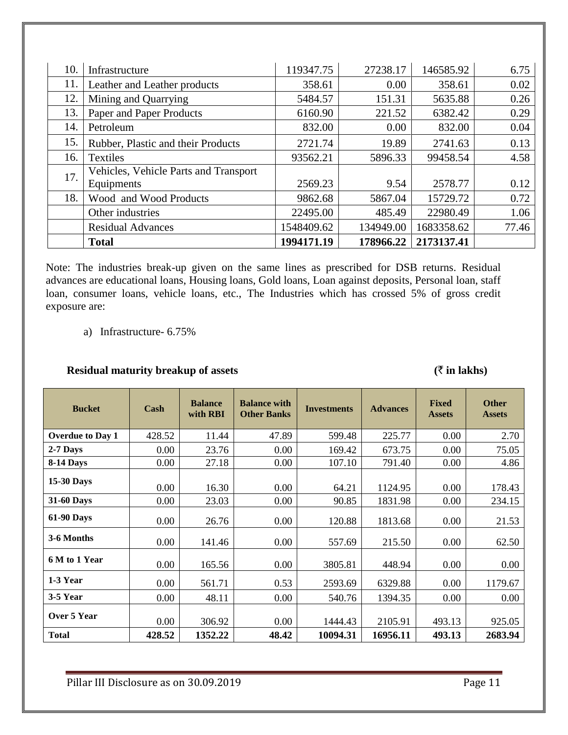| | | | | | |
|---|---|---|---|---|---|
| 10. | Infrastructure | 119347.75 | 27238.17 | 146585.92 | 6.75 |
| 11. | Leather and Leather products | 358.61 | 0.00 | 358.61 | 0.02 |
| 12. | Mining and Quarrying | 5484.57 | 151.31 | 5635.88 | 0.26 |
| 13. | Paper and Paper Products | 6160.90 | 221.52 | 6382.42 | 0.29 |
| 14. | Petroleum | 832.00 | 0.00 | 832.00 | 0.04 |
| 15. | Rubber, Plastic and their Products | 2721.74 | 19.89 | 2741.63 | 0.13 |
| 16. | Textiles | 93562.21 | 5896.33 | 99458.54 | 4.58 |
| 17. | Vehicles, Vehicle Parts and Transport Equipments | 2569.23 | 9.54 | 2578.77 | 0.12 |
| 18. | Wood and Wood Products | 9862.68 | 5867.04 | 15729.72 | 0.72 |
| | Other industries | 22495.00 | 485.49 | 22980.49 | 1.06 |
| | Residual Advances | 1548409.62 | 134949.00 | 1683358.62 | 77.46 |
| | **Total** | **1994171.19** | **178966.22** | **2173137.41** | |

Note: The industries break-up given on the same lines as prescribed for DSB returns. Residual advances are educational loans, Housing loans, Gold loans, Loan against deposits, Personal loan, staff loan, consumer loans, vehicle loans, etc., The Industries which has crossed 5% of gross credit exposure are:

a) Infrastructure- 6.75%

**Residual maturity breakup of assets** **(₹ in lakhs)**

| Bucket | Cash | Balance with RBI | Balance with Other Banks | Investments | Advances | Fixed Assets | Other Assets |
|---|---|---|---|---|---|---|---|
| **Overdue to Day 1** | 428.52 | 11.44 | 47.89 | 599.48 | 225.77 | 0.00 | 2.70 |
| **2-7 Days** | 0.00 | 23.76 | 0.00 | 169.42 | 673.75 | 0.00 | 75.05 |
| **8-14 Days** | 0.00 | 27.18 | 0.00 | 107.10 | 791.40 | 0.00 | 4.86 |
| **15-30 Days** | 0.00 | 16.30 | 0.00 | 64.21 | 1124.95 | 0.00 | 178.43 |
| **31-60 Days** | 0.00 | 23.03 | 0.00 | 90.85 | 1831.98 | 0.00 | 234.15 |
| **61-90 Days** | 0.00 | 26.76 | 0.00 | 120.88 | 1813.68 | 0.00 | 21.53 |
| **3-6 Months** | 0.00 | 141.46 | 0.00 | 557.69 | 215.50 | 0.00 | 62.50 |
| **6 M to 1 Year** | 0.00 | 165.56 | 0.00 | 3805.81 | 448.94 | 0.00 | 0.00 |
| **1-3 Year** | 0.00 | 561.71 | 0.53 | 2593.69 | 6329.88 | 0.00 | 1179.67 |
| **3-5 Year** | 0.00 | 48.11 | 0.00 | 540.76 | 1394.35 | 0.00 | 0.00 |
| **Over 5 Year** | 0.00 | 306.92 | 0.00 | 1444.43 | 2105.91 | 493.13 | 925.05 |
| **Total** | **428.52** | **1352.22** | **48.42** | **10094.31** | **16956.11** | **493.13** | **2683.94** |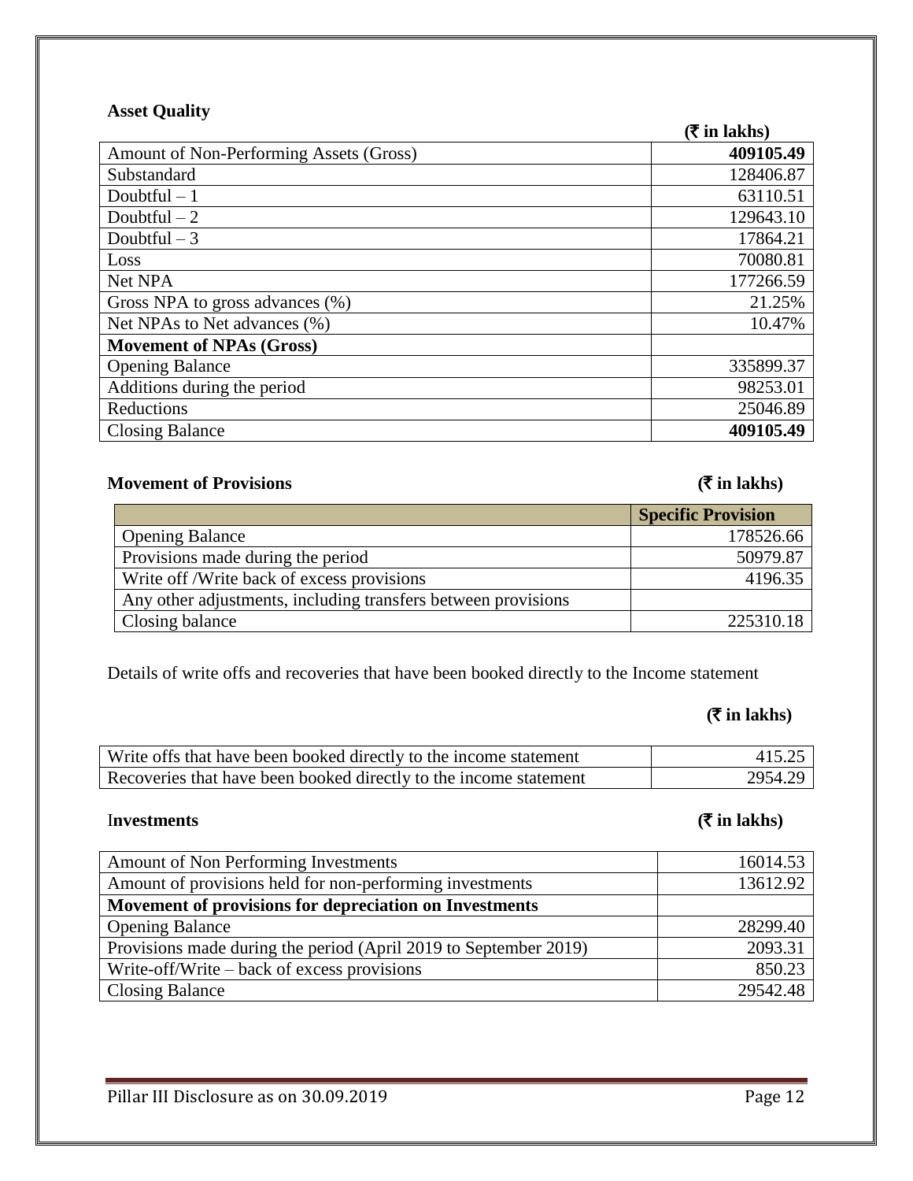### Asset Quality

(₹ in lakhs)

| | |
|---|---|
| Amount of Non-Performing Assets (Gross) | **409105.49** |
| Substandard | 128406.87 |
| Doubtful – 1 | 63110.51 |
| Doubtful – 2 | 129643.10 |
| Doubtful – 3 | 17864.21 |
| Loss | 70080.81 |
| Net NPA | 177266.59 |
| Gross NPA to gross advances (%) | 21.25% |
| Net NPAs to Net advances (%) | 10.47% |
| **Movement of NPAs (Gross)** | |
| Opening Balance | 335899.37 |
| Additions during the period | 98253.01 |
| Reductions | 25046.89 |
| Closing Balance | **409105.49** |

### Movement of Provisions

(₹ in lakhs)

| | Specific Provision |
|---|---|
| Opening Balance | 178526.66 |
| Provisions made during the period | 50979.87 |
| Write off /Write back of excess provisions | 4196.35 |
| Any other adjustments, including transfers between provisions | |
| Closing balance | 225310.18 |

Details of write offs and recoveries that have been booked directly to the Income statement

(₹ in lakhs)

| | |
|---|---|
| Write offs that have been booked directly to the income statement | 415.25 |
| Recoveries that have been booked directly to the income statement | 2954.29 |

### Investments

(₹ in lakhs)

| | |
|---|---|
| Amount of Non Performing Investments | 16014.53 |
| Amount of provisions held for non-performing investments | 13612.92 |
| **Movement of provisions for depreciation on Investments** | |
| Opening Balance | 28299.40 |
| Provisions made during the period (April 2019 to September 2019) | 2093.31 |
| Write-off/Write – back of excess provisions | 850.23 |
| Closing Balance | 29542.48 |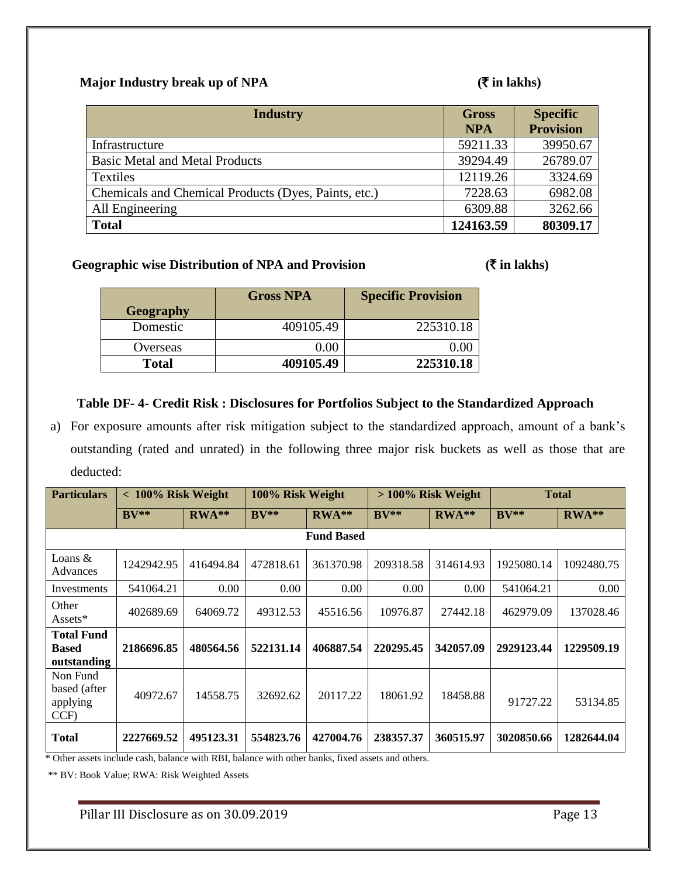**Major Industry break up of NPA** **(₹ in lakhs)**

| Industry | Gross NPA | Specific Provision |
|---|---|---|
| Infrastructure | 59211.33 | 39950.67 |
| Basic Metal and Metal Products | 39294.49 | 26789.07 |
| Textiles | 12119.26 | 3324.69 |
| Chemicals and Chemical Products (Dyes, Paints, etc.) | 7228.63 | 6982.08 |
| All Engineering | 6309.88 | 3262.66 |
| **Total** | **124163.59** | **80309.17** |

**Geographic wise Distribution of NPA and Provision** **(₹ in lakhs)**

| Geography | Gross NPA | Specific Provision |
|---|---|---|
| Domestic | 409105.49 | 225310.18 |
| Overseas | 0.00 | 0.00 |
| **Total** | **409105.49** | **225310.18** |

### Table DF- 4- Credit Risk : Disclosures for Portfolios Subject to the Standardized Approach

a) For exposure amounts after risk mitigation subject to the standardized approach, amount of a bank's outstanding (rated and unrated) in the following three major risk buckets as well as those that are deducted:

| Particulars | < 100% Risk Weight | | 100% Risk Weight | | > 100% Risk Weight | | Total | |
|---|---|---|---|---|---|---|---|---|
| | BV** | RWA** | BV** | RWA** | BV** | RWA** | BV** | RWA** |
| **Fund Based** | | | | | | | | |
| Loans & Advances | 1242942.95 | 416494.84 | 472818.61 | 361370.98 | 209318.58 | 314614.93 | 1925080.14 | 1092480.75 |
| Investments | 541064.21 | 0.00 | 0.00 | 0.00 | 0.00 | 0.00 | 541064.21 | 0.00 |
| Other Assets* | 402689.69 | 64069.72 | 49312.53 | 45516.56 | 10976.87 | 27442.18 | 462979.09 | 137028.46 |
| **Total Fund Based outstanding** | **2186696.85** | **480564.56** | **522131.14** | **406887.54** | **220295.45** | **342057.09** | **2929123.44** | **1229509.19** |
| Non Fund based (after applying CCF) | 40972.67 | 14558.75 | 32692.62 | 20117.22 | 18061.92 | 18458.88 | 91727.22 | 53134.85 |
| **Total** | **2227669.52** | **495123.31** | **554823.76** | **427004.76** | **238357.37** | **360515.97** | **3020850.66** | **1282644.04** |

\* Other assets include cash, balance with RBI, balance with other banks, fixed assets and others.

** BV: Book Value; RWA: Risk Weighted Assets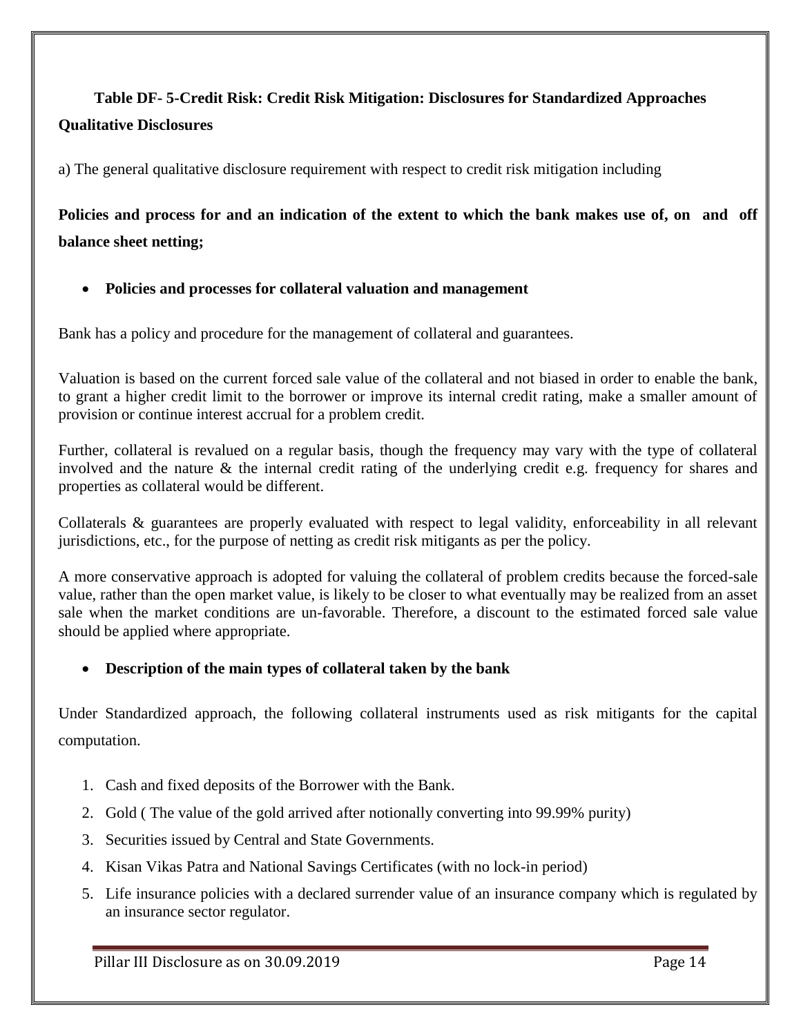## Table DF- 5-Credit Risk: Credit Risk Mitigation: Disclosures for Standardized Approaches

### Qualitative Disclosures

a) The general qualitative disclosure requirement with respect to credit risk mitigation including

**Policies and process for and an indication of the extent to which the bank makes use of, on and off balance sheet netting;**

- **Policies and processes for collateral valuation and management**

Bank has a policy and procedure for the management of collateral and guarantees.

Valuation is based on the current forced sale value of the collateral and not biased in order to enable the bank, to grant a higher credit limit to the borrower or improve its internal credit rating, make a smaller amount of provision or continue interest accrual for a problem credit.

Further, collateral is revalued on a regular basis, though the frequency may vary with the type of collateral involved and the nature & the internal credit rating of the underlying credit e.g. frequency for shares and properties as collateral would be different.

Collaterals & guarantees are properly evaluated with respect to legal validity, enforceability in all relevant jurisdictions, etc., for the purpose of netting as credit risk mitigants as per the policy.

A more conservative approach is adopted for valuing the collateral of problem credits because the forced-sale value, rather than the open market value, is likely to be closer to what eventually may be realized from an asset sale when the market conditions are un-favorable. Therefore, a discount to the estimated forced sale value should be applied where appropriate.

- **Description of the main types of collateral taken by the bank**

Under Standardized approach, the following collateral instruments used as risk mitigants for the capital computation.

1. Cash and fixed deposits of the Borrower with the Bank.
2. Gold ( The value of the gold arrived after notionally converting into 99.99% purity)
3. Securities issued by Central and State Governments.
4. Kisan Vikas Patra and National Savings Certificates (with no lock-in period)
5. Life insurance policies with a declared surrender value of an insurance company which is regulated by an insurance sector regulator.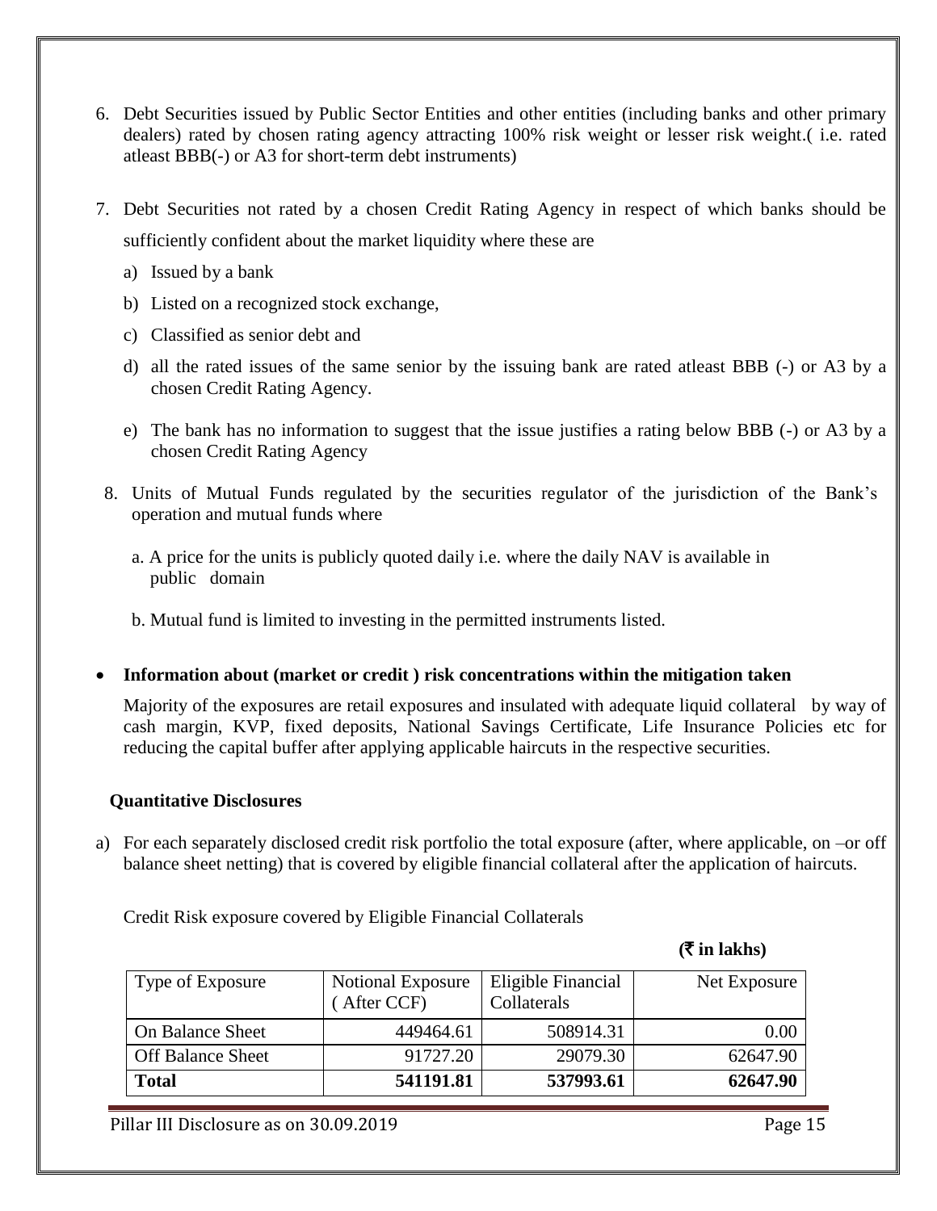6. Debt Securities issued by Public Sector Entities and other entities (including banks and other primary dealers) rated by chosen rating agency attracting 100% risk weight or lesser risk weight.( i.e. rated atleast BBB(-) or A3 for short-term debt instruments)

7. Debt Securities not rated by a chosen Credit Rating Agency in respect of which banks should be sufficiently confident about the market liquidity where these are
   a) Issued by a bank
   b) Listed on a recognized stock exchange,
   c) Classified as senior debt and
   d) all the rated issues of the same senior by the issuing bank are rated atleast BBB (-) or A3 by a chosen Credit Rating Agency.
   e) The bank has no information to suggest that the issue justifies a rating below BBB (-) or A3 by a chosen Credit Rating Agency

8. Units of Mutual Funds regulated by the securities regulator of the jurisdiction of the Bank's operation and mutual funds where
   a. A price for the units is publicly quoted daily i.e. where the daily NAV is available in public domain
   b. Mutual fund is limited to investing in the permitted instruments listed.

- **Information about (market or credit ) risk concentrations within the mitigation taken**

  Majority of the exposures are retail exposures and insulated with adequate liquid collateral by way of cash margin, KVP, fixed deposits, National Savings Certificate, Life Insurance Policies etc for reducing the capital buffer after applying applicable haircuts in the respective securities.

**Quantitative Disclosures**

a) For each separately disclosed credit risk portfolio the total exposure (after, where applicable, on –or off balance sheet netting) that is covered by eligible financial collateral after the application of haircuts.

Credit Risk exposure covered by Eligible Financial Collaterals

**(₹ in lakhs)**

| Type of Exposure | Notional Exposure ( After CCF) | Eligible Financial Collaterals | Net Exposure |
|---|---|---|---|
| On Balance Sheet | 449464.61 | 508914.31 | 0.00 |
| Off Balance Sheet | 91727.20 | 29079.30 | 62647.90 |
| **Total** | **541191.81** | **537993.61** | **62647.90** |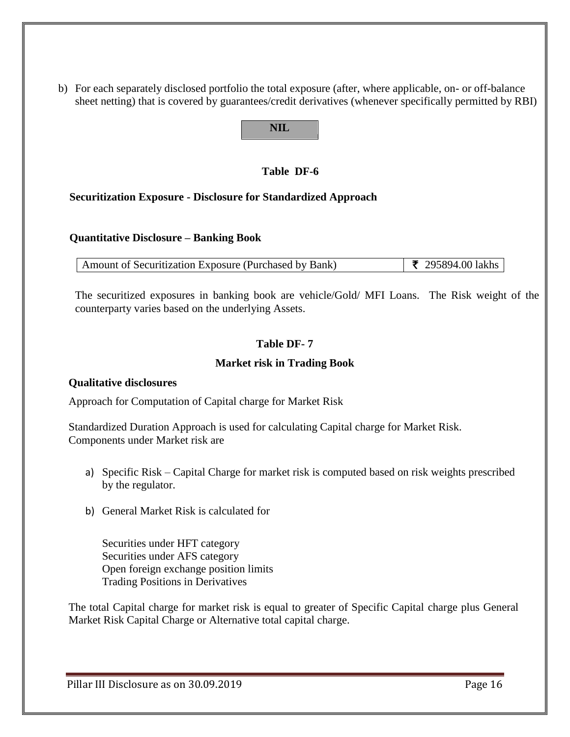b) For each separately disclosed portfolio the total exposure (after, where applicable, on- or off-balance sheet netting) that is covered by guarantees/credit derivatives (whenever specifically permitted by RBI)

**NIL**

### Table DF-6

**Securitization Exposure - Disclosure for Standardized Approach**

**Quantitative Disclosure – Banking Book**

| | |
|---|---|
| Amount of Securitization Exposure (Purchased by Bank) | ₹ 295894.00 lakhs |

The securitized exposures in banking book are vehicle/Gold/ MFI Loans. The Risk weight of the counterparty varies based on the underlying Assets.

### Table DF- 7

**Market risk in Trading Book**

**Qualitative disclosures**

Approach for Computation of Capital charge for Market Risk

Standardized Duration Approach is used for calculating Capital charge for Market Risk. Components under Market risk are

a) Specific Risk – Capital Charge for market risk is computed based on risk weights prescribed by the regulator.

b) General Market Risk is calculated for

   Securities under HFT category
   Securities under AFS category
   Open foreign exchange position limits
   Trading Positions in Derivatives

The total Capital charge for market risk is equal to greater of Specific Capital charge plus General Market Risk Capital Charge or Alternative total capital charge.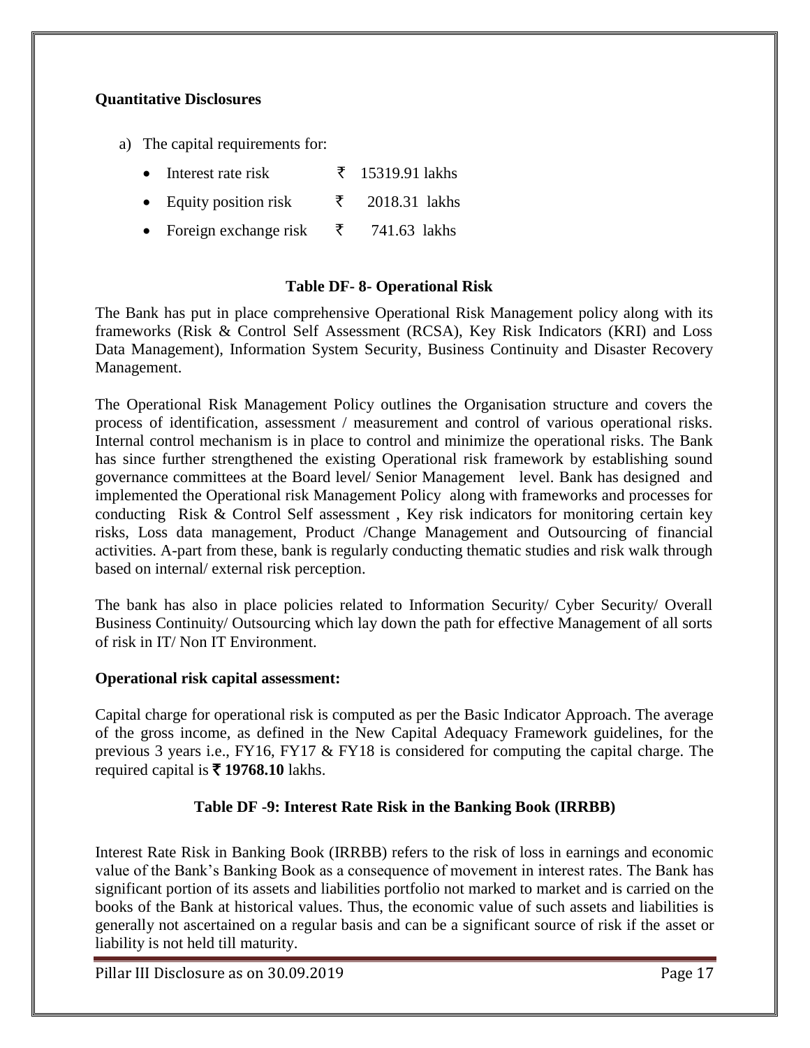**Quantitative Disclosures**

a) The capital requirements for:

- Interest rate risk ₹ 15319.91 lakhs
- Equity position risk ₹ 2018.31 lakhs
- Foreign exchange risk ₹ 741.63 lakhs

### Table DF- 8- Operational Risk

The Bank has put in place comprehensive Operational Risk Management policy along with its frameworks (Risk & Control Self Assessment (RCSA), Key Risk Indicators (KRI) and Loss Data Management), Information System Security, Business Continuity and Disaster Recovery Management.

The Operational Risk Management Policy outlines the Organisation structure and covers the process of identification, assessment / measurement and control of various operational risks. Internal control mechanism is in place to control and minimize the operational risks. The Bank has since further strengthened the existing Operational risk framework by establishing sound governance committees at the Board level/ Senior Management level. Bank has designed and implemented the Operational risk Management Policy along with frameworks and processes for conducting Risk & Control Self assessment , Key risk indicators for monitoring certain key risks, Loss data management, Product /Change Management and Outsourcing of financial activities. A-part from these, bank is regularly conducting thematic studies and risk walk through based on internal/ external risk perception.

The bank has also in place policies related to Information Security/ Cyber Security/ Overall Business Continuity/ Outsourcing which lay down the path for effective Management of all sorts of risk in IT/ Non IT Environment.

**Operational risk capital assessment:**

Capital charge for operational risk is computed as per the Basic Indicator Approach. The average of the gross income, as defined in the New Capital Adequacy Framework guidelines, for the previous 3 years i.e., FY16, FY17 & FY18 is considered for computing the capital charge. The required capital is **₹ 19768.10** lakhs.

### Table DF -9: Interest Rate Risk in the Banking Book (IRRBB)

Interest Rate Risk in Banking Book (IRRBB) refers to the risk of loss in earnings and economic value of the Bank's Banking Book as a consequence of movement in interest rates. The Bank has significant portion of its assets and liabilities portfolio not marked to market and is carried on the books of the Bank at historical values. Thus, the economic value of such assets and liabilities is generally not ascertained on a regular basis and can be a significant source of risk if the asset or liability is not held till maturity.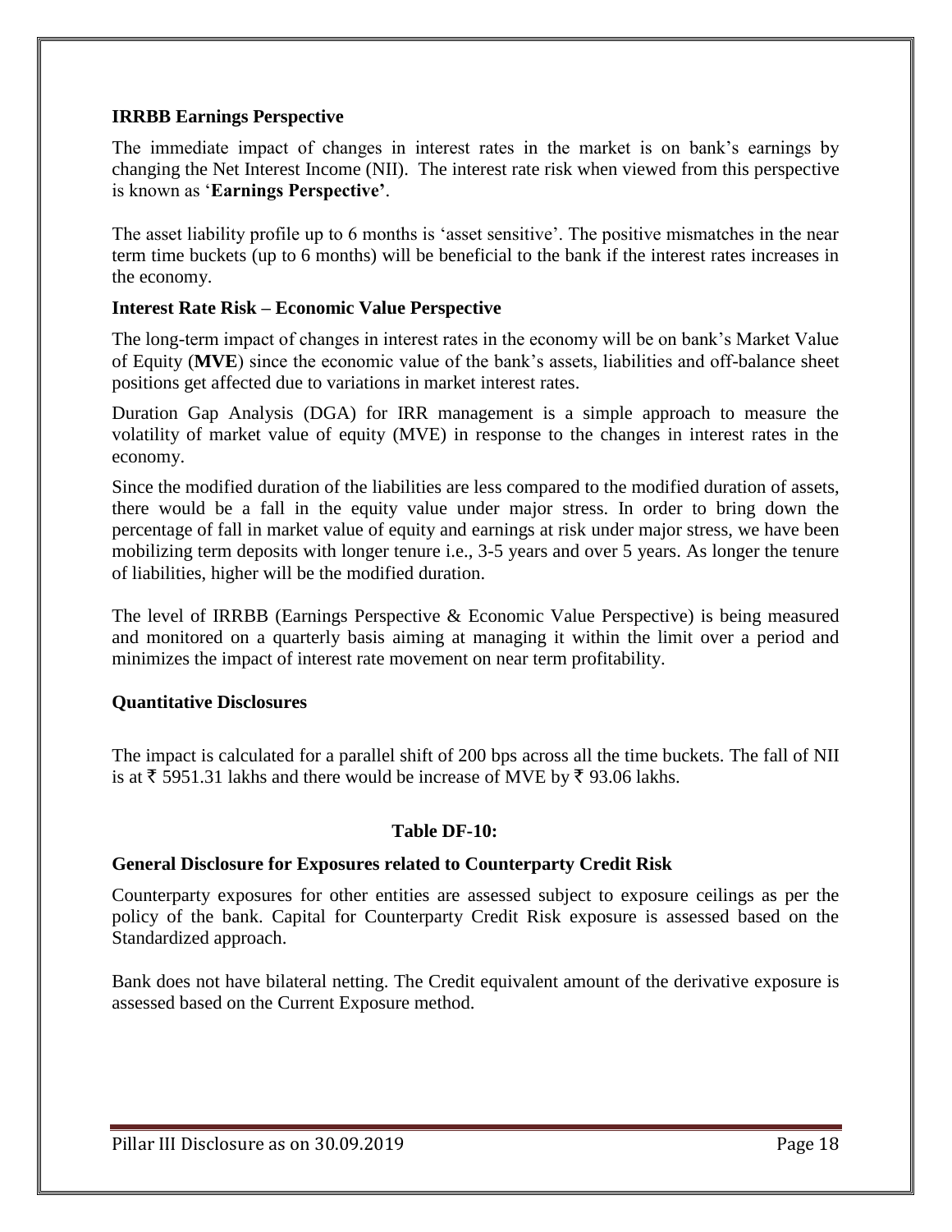### IRRBB Earnings Perspective

The immediate impact of changes in interest rates in the market is on bank's earnings by changing the Net Interest Income (NII). The interest rate risk when viewed from this perspective is known as '**Earnings Perspective'**.

The asset liability profile up to 6 months is 'asset sensitive'. The positive mismatches in the near term time buckets (up to 6 months) will be beneficial to the bank if the interest rates increases in the economy.

### Interest Rate Risk – Economic Value Perspective

The long-term impact of changes in interest rates in the economy will be on bank's Market Value of Equity (**MVE**) since the economic value of the bank's assets, liabilities and off-balance sheet positions get affected due to variations in market interest rates.

Duration Gap Analysis (DGA) for IRR management is a simple approach to measure the volatility of market value of equity (MVE) in response to the changes in interest rates in the economy.

Since the modified duration of the liabilities are less compared to the modified duration of assets, there would be a fall in the equity value under major stress. In order to bring down the percentage of fall in market value of equity and earnings at risk under major stress, we have been mobilizing term deposits with longer tenure i.e., 3-5 years and over 5 years. As longer the tenure of liabilities, higher will be the modified duration.

The level of IRRBB (Earnings Perspective & Economic Value Perspective) is being measured and monitored on a quarterly basis aiming at managing it within the limit over a period and minimizes the impact of interest rate movement on near term profitability.

### Quantitative Disclosures

The impact is calculated for a parallel shift of 200 bps across all the time buckets. The fall of NII is at ₹ 5951.31 lakhs and there would be increase of MVE by ₹ 93.06 lakhs.

## Table DF-10:

### General Disclosure for Exposures related to Counterparty Credit Risk

Counterparty exposures for other entities are assessed subject to exposure ceilings as per the policy of the bank. Capital for Counterparty Credit Risk exposure is assessed based on the Standardized approach.

Bank does not have bilateral netting. The Credit equivalent amount of the derivative exposure is assessed based on the Current Exposure method.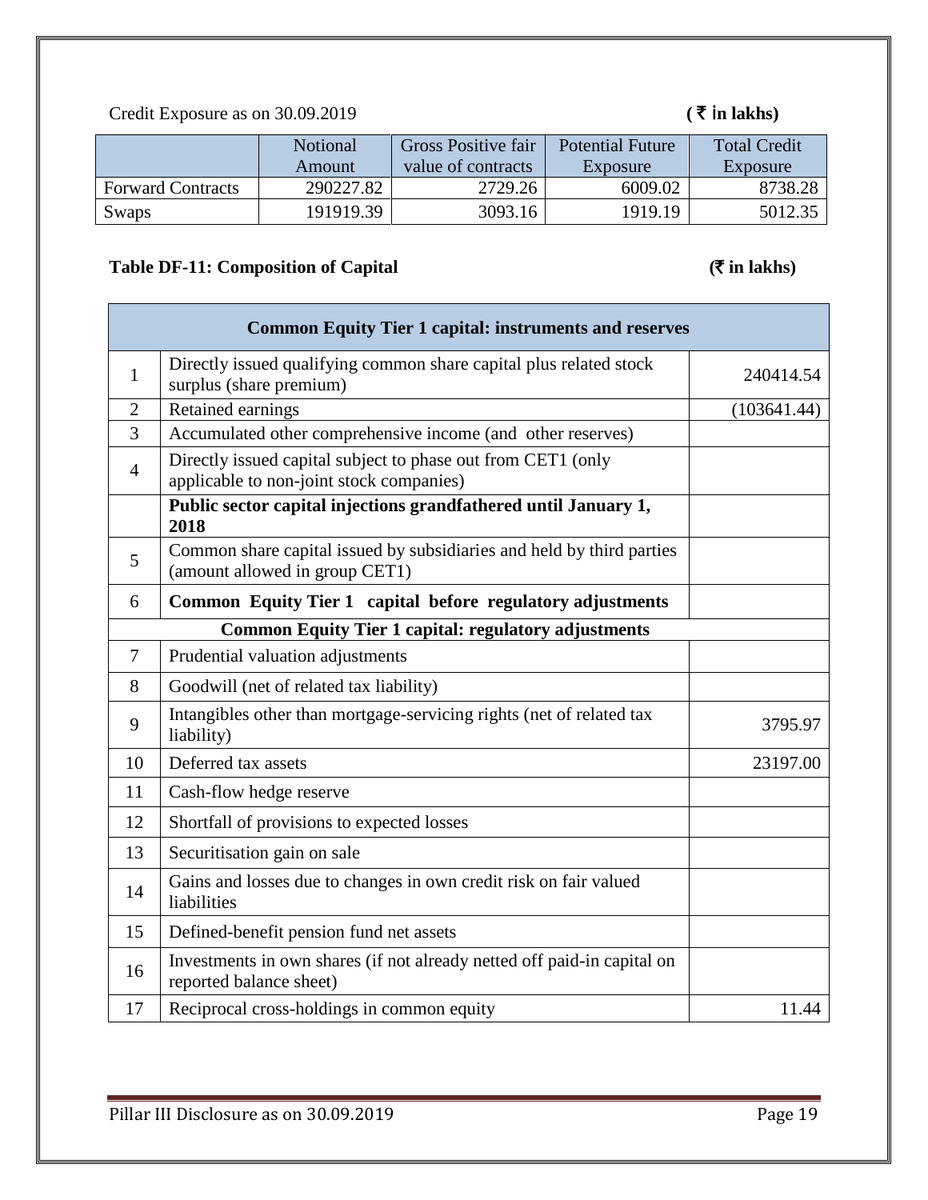Credit Exposure as on 30.09.2019 **( ₹ in lakhs)**

| | Notional Amount | Gross Positive fair value of contracts | Potential Future Exposure | Total Credit Exposure |
|---|---|---|---|---|
| Forward Contracts | 290227.82 | 2729.26 | 6009.02 | 8738.28 |
| Swaps | 191919.39 | 3093.16 | 1919.19 | 5012.35 |

**Table DF-11: Composition of Capital** **(₹ in lakhs)**

| | **Common Equity Tier 1 capital: instruments and reserves** | |
|---|---|---|
| 1 | Directly issued qualifying common share capital plus related stock surplus (share premium) | 240414.54 |
| 2 | Retained earnings | (103641.44) |
| 3 | Accumulated other comprehensive income (and other reserves) | |
| 4 | Directly issued capital subject to phase out from CET1 (only applicable to non-joint stock companies) | |
| | **Public sector capital injections grandfathered until January 1, 2018** | |
| 5 | Common share capital issued by subsidiaries and held by third parties (amount allowed in group CET1) | |
| 6 | **Common Equity Tier 1 capital before regulatory adjustments** | |
| | **Common Equity Tier 1 capital: regulatory adjustments** | |
| 7 | Prudential valuation adjustments | |
| 8 | Goodwill (net of related tax liability) | |
| 9 | Intangibles other than mortgage-servicing rights (net of related tax liability) | 3795.97 |
| 10 | Deferred tax assets | 23197.00 |
| 11 | Cash-flow hedge reserve | |
| 12 | Shortfall of provisions to expected losses | |
| 13 | Securitisation gain on sale | |
| 14 | Gains and losses due to changes in own credit risk on fair valued liabilities | |
| 15 | Defined-benefit pension fund net assets | |
| 16 | Investments in own shares (if not already netted off paid-in capital on reported balance sheet) | |
| 17 | Reciprocal cross-holdings in common equity | 11.44 |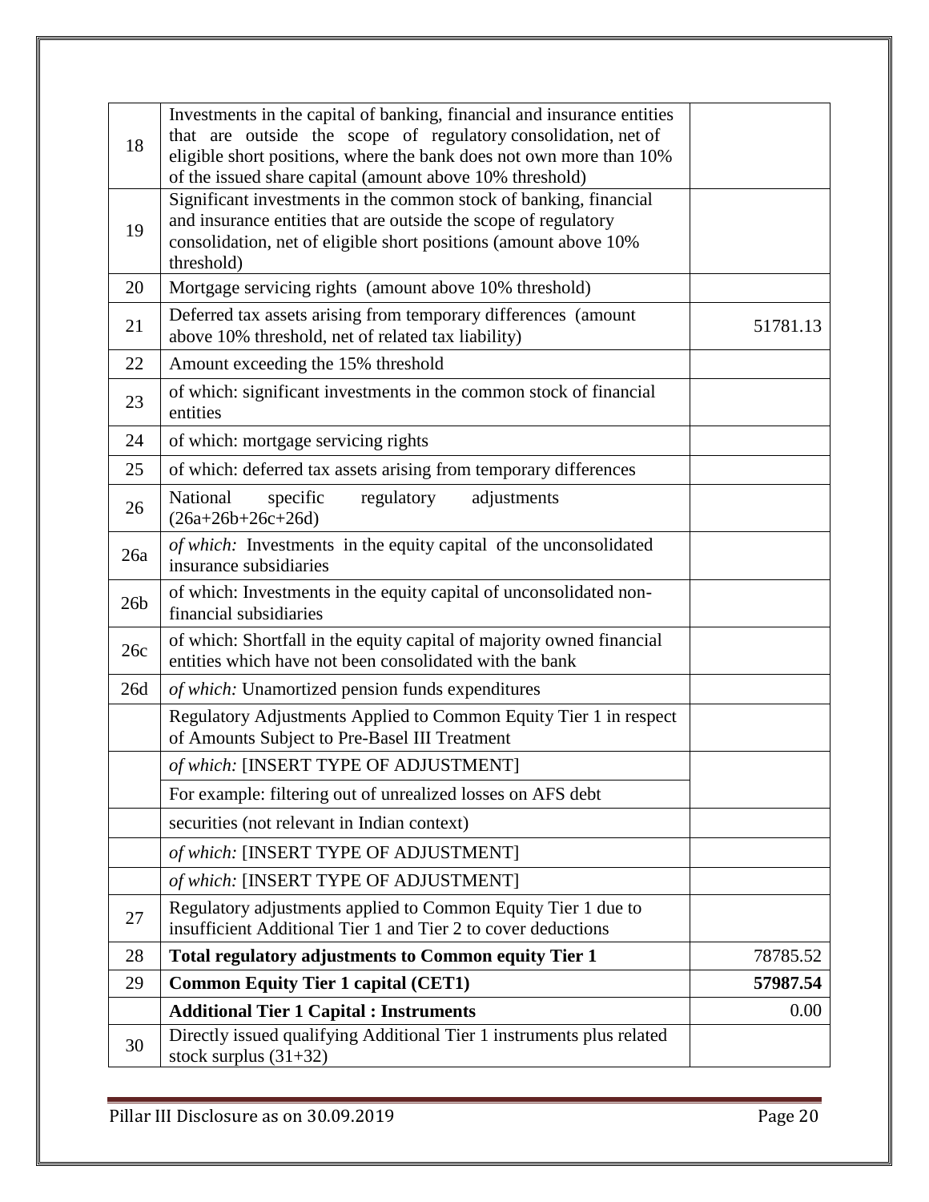| | | |
|---|---|---|
| 18 | Investments in the capital of banking, financial and insurance entities that are outside the scope of regulatory consolidation, net of eligible short positions, where the bank does not own more than 10% of the issued share capital (amount above 10% threshold) | |
| 19 | Significant investments in the common stock of banking, financial and insurance entities that are outside the scope of regulatory consolidation, net of eligible short positions (amount above 10% threshold) | |
| 20 | Mortgage servicing rights (amount above 10% threshold) | |
| 21 | Deferred tax assets arising from temporary differences (amount above 10% threshold, net of related tax liability) | 51781.13 |
| 22 | Amount exceeding the 15% threshold | |
| 23 | of which: significant investments in the common stock of financial entities | |
| 24 | of which: mortgage servicing rights | |
| 25 | of which: deferred tax assets arising from temporary differences | |
| 26 | National specific regulatory adjustments (26a+26b+26c+26d) | |
| 26a | *of which:* Investments in the equity capital of the unconsolidated insurance subsidiaries | |
| 26b | of which: Investments in the equity capital of unconsolidated non-financial subsidiaries | |
| 26c | of which: Shortfall in the equity capital of majority owned financial entities which have not been consolidated with the bank | |
| 26d | *of which:* Unamortized pension funds expenditures | |
| | Regulatory Adjustments Applied to Common Equity Tier 1 in respect of Amounts Subject to Pre-Basel III Treatment | |
| | *of which:* [INSERT TYPE OF ADJUSTMENT] | |
| | For example: filtering out of unrealized losses on AFS debt | |
| | securities (not relevant in Indian context) | |
| | *of which:* [INSERT TYPE OF ADJUSTMENT] | |
| | *of which:* [INSERT TYPE OF ADJUSTMENT] | |
| 27 | Regulatory adjustments applied to Common Equity Tier 1 due to insufficient Additional Tier 1 and Tier 2 to cover deductions | |
| 28 | **Total regulatory adjustments to Common equity Tier 1** | 78785.52 |
| 29 | **Common Equity Tier 1 capital (CET1)** | **57987.54** |
| | **Additional Tier 1 Capital : Instruments** | 0.00 |
| 30 | Directly issued qualifying Additional Tier 1 instruments plus related stock surplus (31+32) | |

Pillar III Disclosure as on 30.09.2019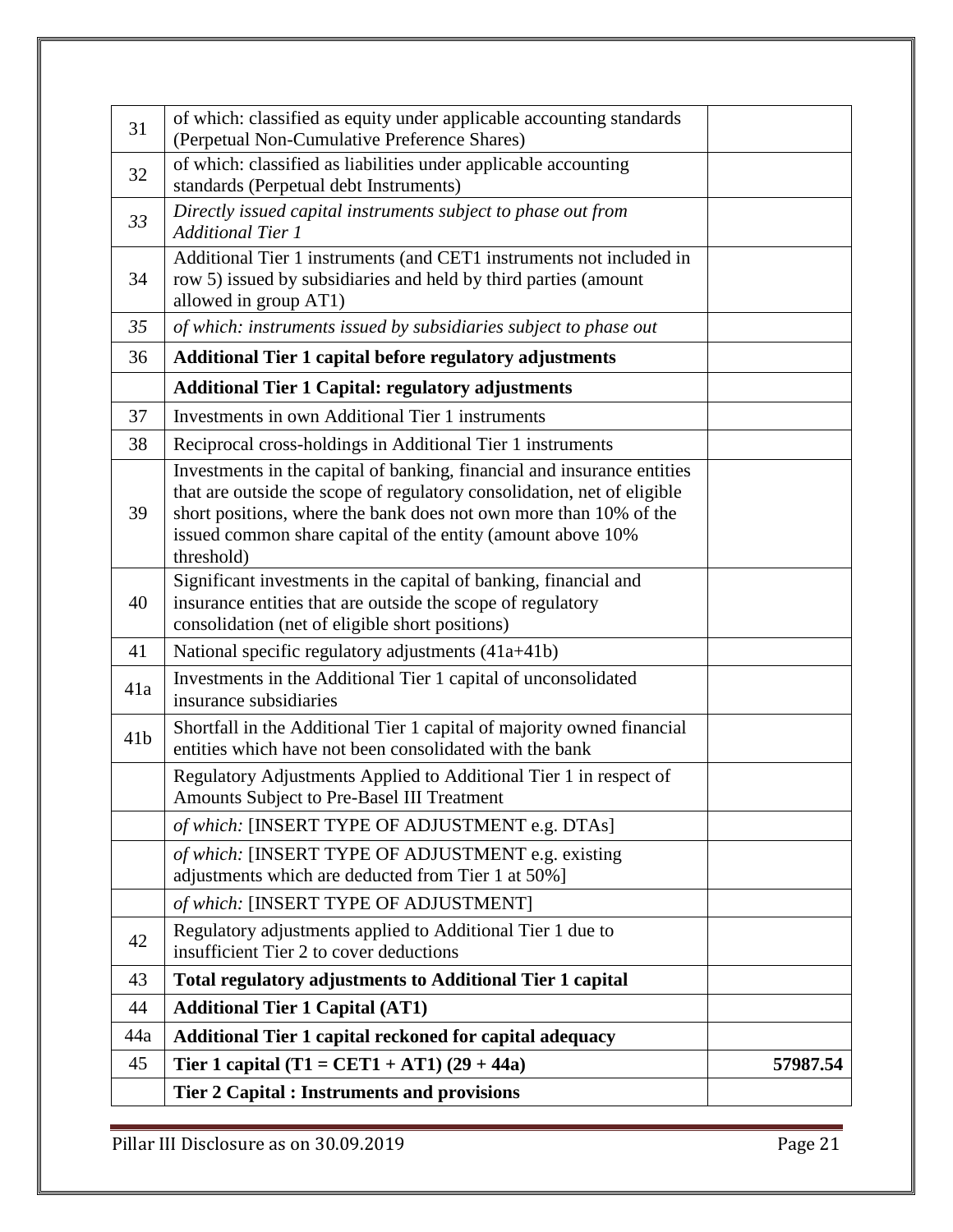| | | |
|---|---|---|
| 31 | of which: classified as equity under applicable accounting standards (Perpetual Non-Cumulative Preference Shares) | |
| 32 | of which: classified as liabilities under applicable accounting standards (Perpetual debt Instruments) | |
| *33* | *Directly issued capital instruments subject to phase out from Additional Tier 1* | |
| 34 | Additional Tier 1 instruments (and CET1 instruments not included in row 5) issued by subsidiaries and held by third parties (amount allowed in group AT1) | |
| *35* | *of which: instruments issued by subsidiaries subject to phase out* | |
| 36 | **Additional Tier 1 capital before regulatory adjustments** | |
| | **Additional Tier 1 Capital: regulatory adjustments** | |
| 37 | Investments in own Additional Tier 1 instruments | |
| 38 | Reciprocal cross-holdings in Additional Tier 1 instruments | |
| 39 | Investments in the capital of banking, financial and insurance entities that are outside the scope of regulatory consolidation, net of eligible short positions, where the bank does not own more than 10% of the issued common share capital of the entity (amount above 10% threshold) | |
| 40 | Significant investments in the capital of banking, financial and insurance entities that are outside the scope of regulatory consolidation (net of eligible short positions) | |
| 41 | National specific regulatory adjustments (41a+41b) | |
| 41a | Investments in the Additional Tier 1 capital of unconsolidated insurance subsidiaries | |
| 41b | Shortfall in the Additional Tier 1 capital of majority owned financial entities which have not been consolidated with the bank | |
| | Regulatory Adjustments Applied to Additional Tier 1 in respect of Amounts Subject to Pre-Basel III Treatment | |
| | *of which:* [INSERT TYPE OF ADJUSTMENT e.g. DTAs] | |
| | *of which:* [INSERT TYPE OF ADJUSTMENT e.g. existing adjustments which are deducted from Tier 1 at 50%] | |
| | *of which:* [INSERT TYPE OF ADJUSTMENT] | |
| 42 | Regulatory adjustments applied to Additional Tier 1 due to insufficient Tier 2 to cover deductions | |
| 43 | **Total regulatory adjustments to Additional Tier 1 capital** | |
| 44 | **Additional Tier 1 Capital (AT1)** | |
| 44a | **Additional Tier 1 capital reckoned for capital adequacy** | |
| 45 | **Tier 1 capital (T1 = CET1 + AT1) (29 + 44a)** | **57987.54** |
| | **Tier 2 Capital : Instruments and provisions** | |

Pillar III Disclosure as on 30.09.2019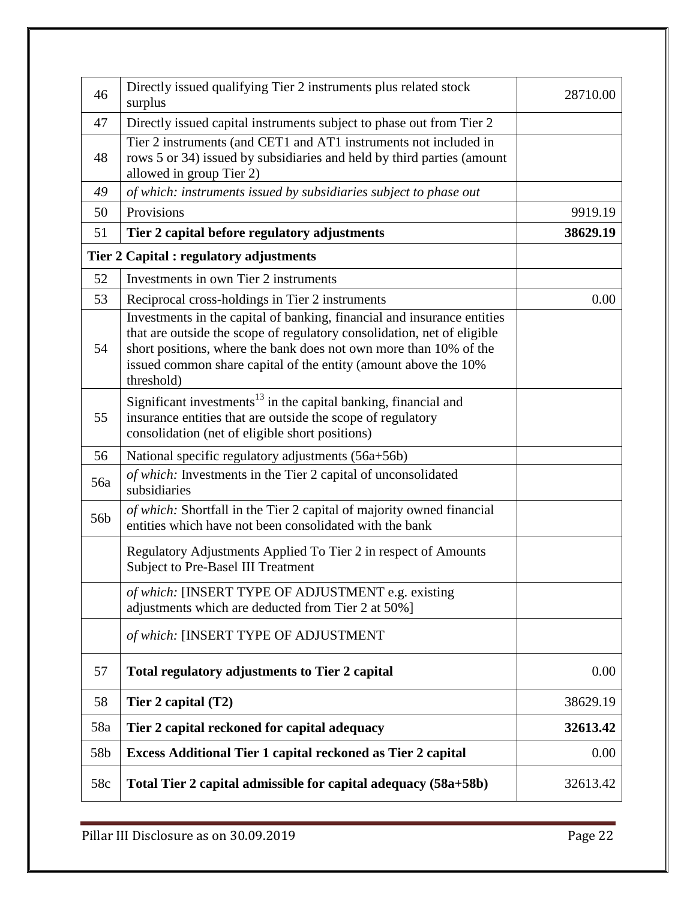| 46 | Directly issued qualifying Tier 2 instruments plus related stock surplus | 28710.00 |
|---|---|---|
| 47 | Directly issued capital instruments subject to phase out from Tier 2 | |
| 48 | Tier 2 instruments (and CET1 and AT1 instruments not included in rows 5 or 34) issued by subsidiaries and held by third parties (amount allowed in group Tier 2) | |
| *49* | *of which: instruments issued by subsidiaries subject to phase out* | |
| 50 | Provisions | 9919.19 |
| 51 | **Tier 2 capital before regulatory adjustments** | **38629.19** |
| **Tier 2 Capital : regulatory adjustments** | | |
| 52 | Investments in own Tier 2 instruments | |
| 53 | Reciprocal cross-holdings in Tier 2 instruments | 0.00 |
| 54 | Investments in the capital of banking, financial and insurance entities that are outside the scope of regulatory consolidation, net of eligible short positions, where the bank does not own more than 10% of the issued common share capital of the entity (amount above the 10% threshold) | |
| 55 | Significant investments[13] in the capital banking, financial and insurance entities that are outside the scope of regulatory consolidation (net of eligible short positions) | |
| 56 | National specific regulatory adjustments (56a+56b) | |
| 56a | *of which:* Investments in the Tier 2 capital of unconsolidated subsidiaries | |
| 56b | *of which:* Shortfall in the Tier 2 capital of majority owned financial entities which have not been consolidated with the bank | |
| | Regulatory Adjustments Applied To Tier 2 in respect of Amounts Subject to Pre-Basel III Treatment | |
| | *of which:* [INSERT TYPE OF ADJUSTMENT e.g. existing adjustments which are deducted from Tier 2 at 50%] | |
| | *of which:* [INSERT TYPE OF ADJUSTMENT | |
| 57 | **Total regulatory adjustments to Tier 2 capital** | 0.00 |
| 58 | **Tier 2 capital (T2)** | 38629.19 |
| 58a | **Tier 2 capital reckoned for capital adequacy** | **32613.42** |
| 58b | **Excess Additional Tier 1 capital reckoned as Tier 2 capital** | 0.00 |
| 58c | **Total Tier 2 capital admissible for capital adequacy (58a+58b)** | 32613.42 |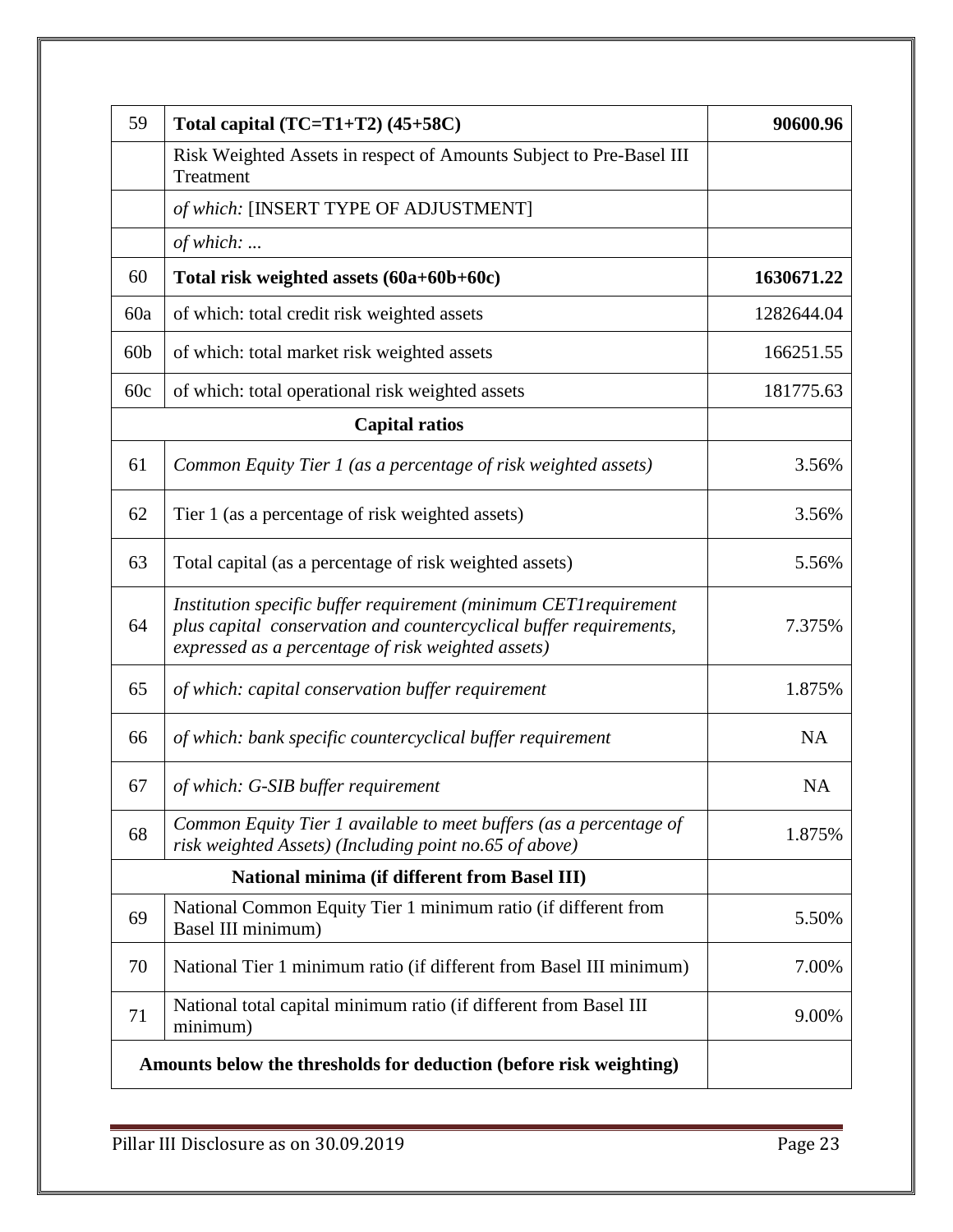| 59 | **Total capital (TC=T1+T2) (45+58C)** | **90600.96** |
|---|---|---|
| | Risk Weighted Assets in respect of Amounts Subject to Pre-Basel III Treatment | |
| | *of which:* [INSERT TYPE OF ADJUSTMENT] | |
| | *of which: ...* | |
| 60 | **Total risk weighted assets (60a+60b+60c)** | **1630671.22** |
| 60a | of which: total credit risk weighted assets | 1282644.04 |
| 60b | of which: total market risk weighted assets | 166251.55 |
| 60c | of which: total operational risk weighted assets | 181775.63 |
| | **Capital ratios** | |
| 61 | *Common Equity Tier 1 (as a percentage of risk weighted assets)* | 3.56% |
| 62 | Tier 1 (as a percentage of risk weighted assets) | 3.56% |
| 63 | Total capital (as a percentage of risk weighted assets) | 5.56% |
| 64 | *Institution specific buffer requirement (minimum CET1requirement plus capital conservation and countercyclical buffer requirements, expressed as a percentage of risk weighted assets)* | 7.375% |
| 65 | *of which: capital conservation buffer requirement* | 1.875% |
| 66 | *of which: bank specific countercyclical buffer requirement* | NA |
| 67 | *of which: G-SIB buffer requirement* | NA |
| 68 | *Common Equity Tier 1 available to meet buffers (as a percentage of risk weighted Assets) (Including point no.65 of above)* | 1.875% |
| | **National minima (if different from Basel III)** | |
| 69 | National Common Equity Tier 1 minimum ratio (if different from Basel III minimum) | 5.50% |
| 70 | National Tier 1 minimum ratio (if different from Basel III minimum) | 7.00% |
| 71 | National total capital minimum ratio (if different from Basel III minimum) | 9.00% |
| | **Amounts below the thresholds for deduction (before risk weighting)** | |

Pillar III Disclosure as on 30.09.2019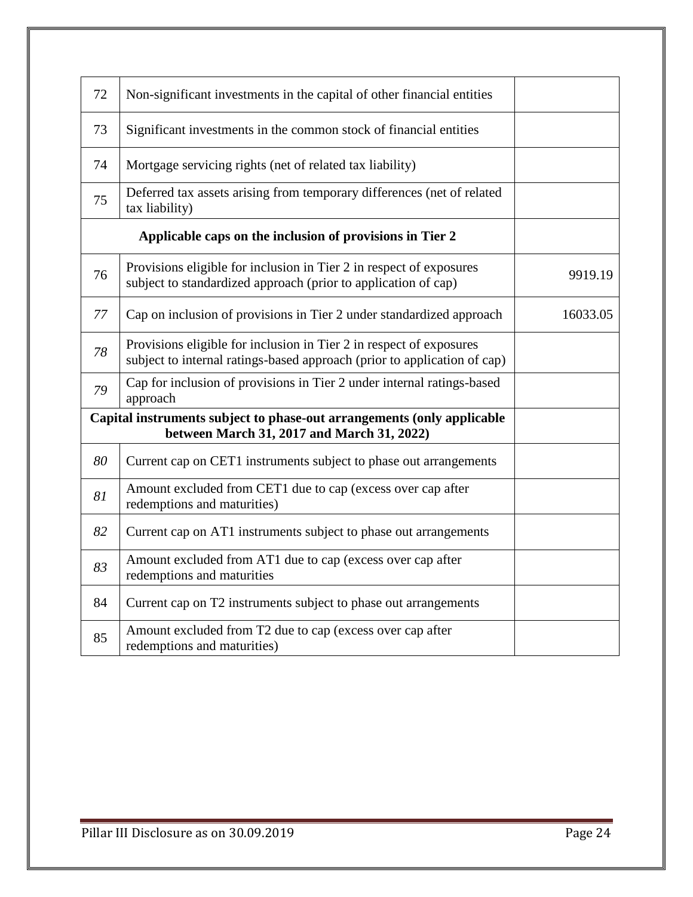| | | |
|---|---|---|
| 72 | Non-significant investments in the capital of other financial entities | |
| 73 | Significant investments in the common stock of financial entities | |
| 74 | Mortgage servicing rights (net of related tax liability) | |
| 75 | Deferred tax assets arising from temporary differences (net of related tax liability) | |
| | **Applicable caps on the inclusion of provisions in Tier 2** | |
| 76 | Provisions eligible for inclusion in Tier 2 in respect of exposures subject to standardized approach (prior to application of cap) | 9919.19 |
| *77* | Cap on inclusion of provisions in Tier 2 under standardized approach | 16033.05 |
| *78* | Provisions eligible for inclusion in Tier 2 in respect of exposures subject to internal ratings-based approach (prior to application of cap) | |
| *79* | Cap for inclusion of provisions in Tier 2 under internal ratings-based approach | |
| | **Capital instruments subject to phase-out arrangements (only applicable between March 31, 2017 and March 31, 2022)** | |
| *80* | Current cap on CET1 instruments subject to phase out arrangements | |
| *81* | Amount excluded from CET1 due to cap (excess over cap after redemptions and maturities) | |
| *82* | Current cap on AT1 instruments subject to phase out arrangements | |
| *83* | Amount excluded from AT1 due to cap (excess over cap after redemptions and maturities | |
| 84 | Current cap on T2 instruments subject to phase out arrangements | |
| 85 | Amount excluded from T2 due to cap (excess over cap after redemptions and maturities) | |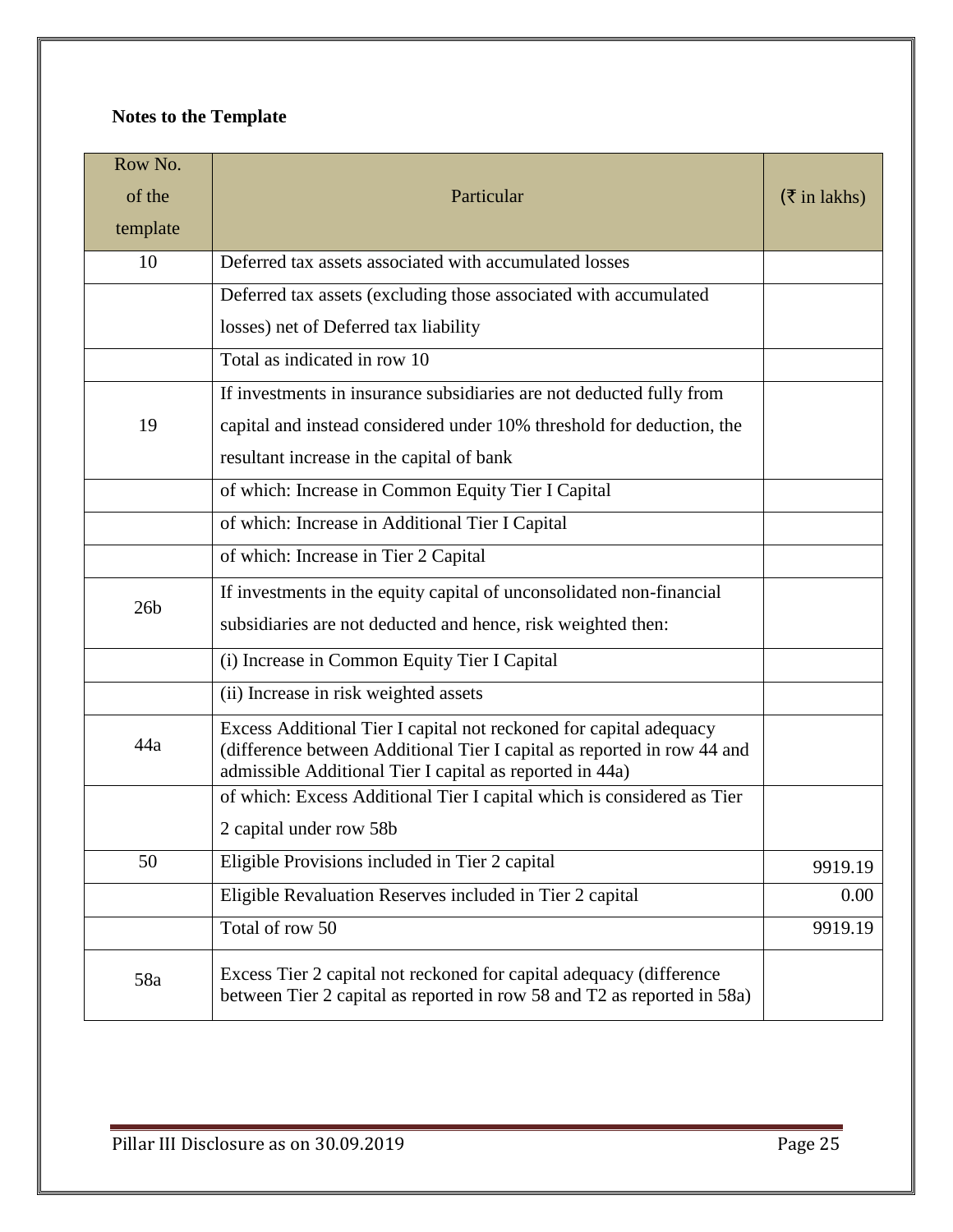**Notes to the Template**

| Row No. of the template | Particular | (₹ in lakhs) |
|---|---|---|
| 10 | Deferred tax assets associated with accumulated losses | |
| | Deferred tax assets (excluding those associated with accumulated losses) net of Deferred tax liability | |
| | Total as indicated in row 10 | |
| 19 | If investments in insurance subsidiaries are not deducted fully from capital and instead considered under 10% threshold for deduction, the resultant increase in the capital of bank | |
| | of which: Increase in Common Equity Tier I Capital | |
| | of which: Increase in Additional Tier I Capital | |
| | of which: Increase in Tier 2 Capital | |
| 26b | If investments in the equity capital of unconsolidated non-financial subsidiaries are not deducted and hence, risk weighted then: | |
| | (i) Increase in Common Equity Tier I Capital | |
| | (ii) Increase in risk weighted assets | |
| 44a | Excess Additional Tier I capital not reckoned for capital adequacy (difference between Additional Tier I capital as reported in row 44 and admissible Additional Tier I capital as reported in 44a) | |
| | of which: Excess Additional Tier I capital which is considered as Tier 2 capital under row 58b | |
| 50 | Eligible Provisions included in Tier 2 capital | 9919.19 |
| | Eligible Revaluation Reserves included in Tier 2 capital | 0.00 |
| | Total of row 50 | 9919.19 |
| 58a | Excess Tier 2 capital not reckoned for capital adequacy (difference between Tier 2 capital as reported in row 58 and T2 as reported in 58a) | |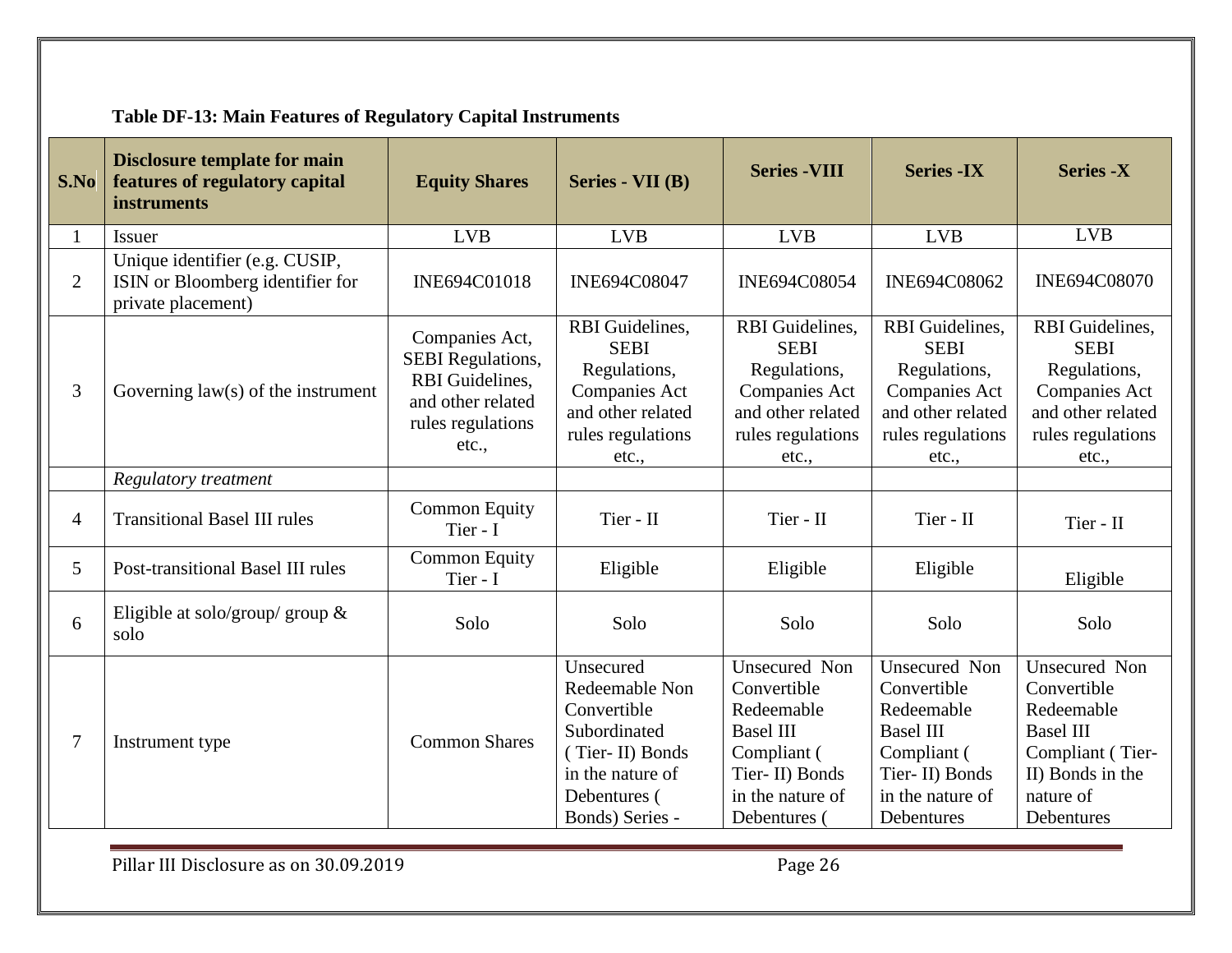**Table DF-13: Main Features of Regulatory Capital Instruments**

| S.No | Disclosure template for main features of regulatory capital instruments | Equity Shares | Series - VII (B) | Series -VIII | Series -IX | Series -X |
|---|---|---|---|---|---|---|
| 1 | Issuer | LVB | LVB | LVB | LVB | LVB |
| 2 | Unique identifier (e.g. CUSIP, ISIN or Bloomberg identifier for private placement) | INE694C01018 | INE694C08047 | INE694C08054 | INE694C08062 | INE694C08070 |
| 3 | Governing law(s) of the instrument | Companies Act, SEBI Regulations, RBI Guidelines, and other related rules regulations etc., | RBI Guidelines, SEBI Regulations, Companies Act and other related rules regulations etc., | RBI Guidelines, SEBI Regulations, Companies Act and other related rules regulations etc., | RBI Guidelines, SEBI Regulations, Companies Act and other related rules regulations etc., | RBI Guidelines, SEBI Regulations, Companies Act and other related rules regulations etc., |
| | *Regulatory treatment* | | | | | |
| 4 | Transitional Basel III rules | Common Equity Tier - I | Tier - II | Tier - II | Tier - II | Tier - II |
| 5 | Post-transitional Basel III rules | Common Equity Tier - I | Eligible | Eligible | Eligible | Eligible |
| 6 | Eligible at solo/group/ group & solo | Solo | Solo | Solo | Solo | Solo |
| 7 | Instrument type | Common Shares | Unsecured Redeemable Non Convertible Subordinated ( Tier- II) Bonds in the nature of Debentures ( Bonds) Series - | Unsecured Non Convertible Redeemable Basel III Compliant ( Tier- II) Bonds in the nature of Debentures ( | Unsecured Non Convertible Redeemable Basel III Compliant ( Tier- II) Bonds in the nature of Debentures | Unsecured Non Convertible Redeemable Basel III Compliant ( Tier- II) Bonds in the nature of Debentures |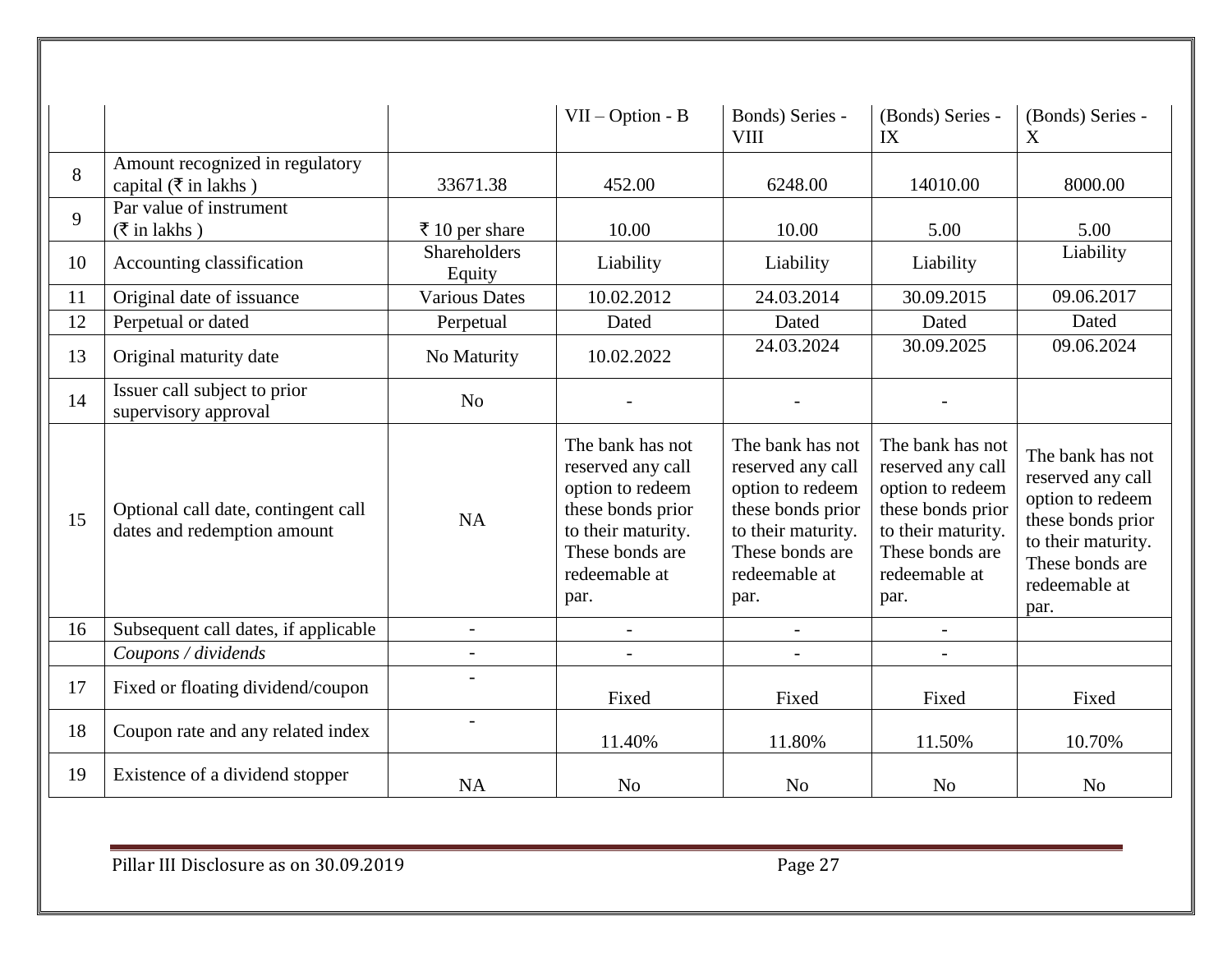|  |  |  | VII – Option - B | Bonds) Series - VIII | (Bonds) Series - IX | (Bonds) Series - X |
|---|---|---|---|---|---|---|
| 8 | Amount recognized in regulatory capital (₹ in lakhs ) | 33671.38 | 452.00 | 6248.00 | 14010.00 | 8000.00 |
| 9 | Par value of instrument (₹ in lakhs ) | ₹ 10 per share | 10.00 | 10.00 | 5.00 | 5.00 |
| 10 | Accounting classification | Shareholders Equity | Liability | Liability | Liability | Liability |
| 11 | Original date of issuance | Various Dates | 10.02.2012 | 24.03.2014 | 30.09.2015 | 09.06.2017 |
| 12 | Perpetual or dated | Perpetual | Dated | Dated | Dated | Dated |
| 13 | Original maturity date | No Maturity | 10.02.2022 | 24.03.2024 | 30.09.2025 | 09.06.2024 |
| 14 | Issuer call subject to prior supervisory approval | No | - | - | - |  |
| 15 | Optional call date, contingent call dates and redemption amount | NA | The bank has not reserved any call option to redeem these bonds prior to their maturity. These bonds are redeemable at par. | The bank has not reserved any call option to redeem these bonds prior to their maturity. These bonds are redeemable at par. | The bank has not reserved any call option to redeem these bonds prior to their maturity. These bonds are redeemable at par. | The bank has not reserved any call option to redeem these bonds prior to their maturity. These bonds are redeemable at par. |
| 16 | Subsequent call dates, if applicable | - | - | - | - |  |
|  | *Coupons / dividends* | - | - | - | - |  |
| 17 | Fixed or floating dividend/coupon | - | Fixed | Fixed | Fixed | Fixed |
| 18 | Coupon rate and any related index | - | 11.40% | 11.80% | 11.50% | 10.70% |
| 19 | Existence of a dividend stopper | NA | No | No | No | No |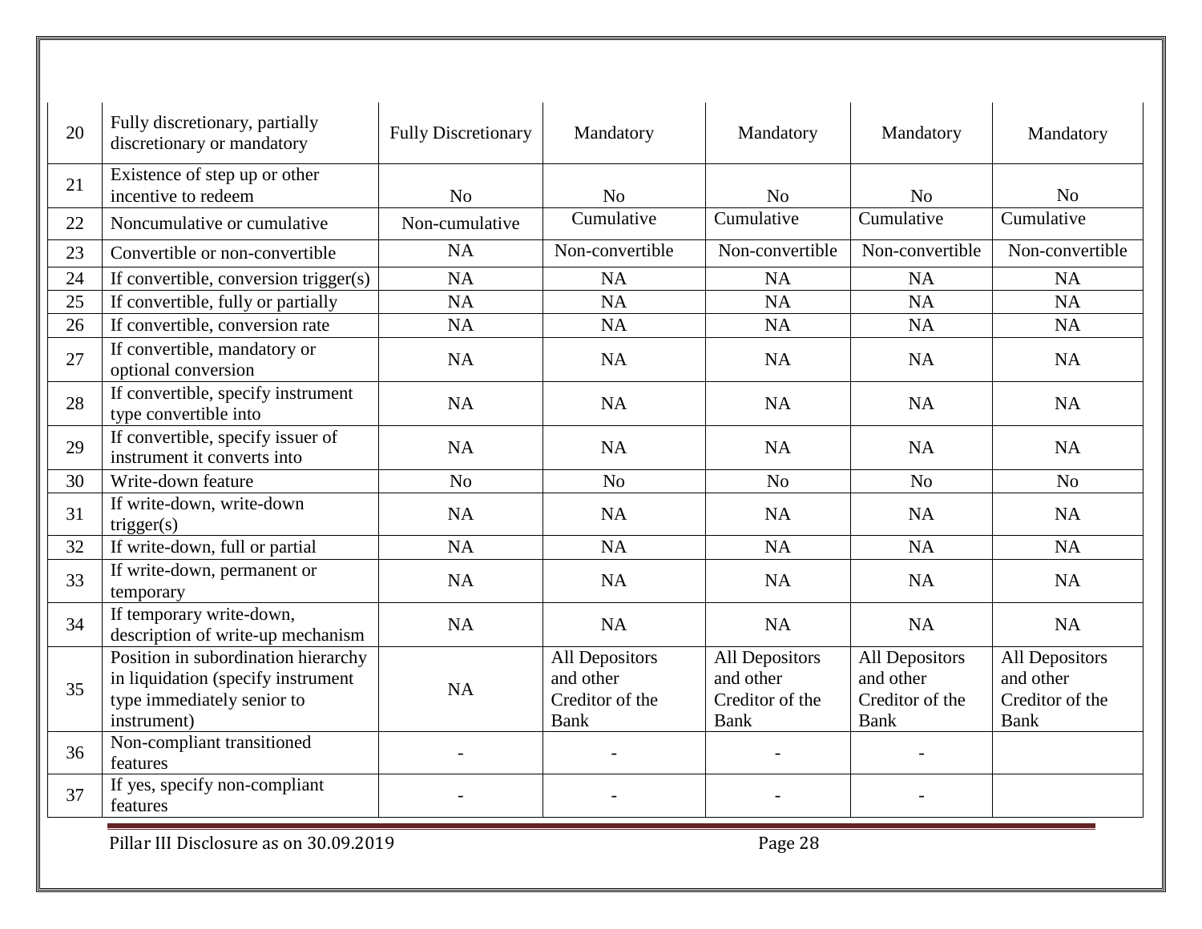| | | | | | | |
|---|---|---|---|---|---|---|
| 20 | Fully discretionary, partially discretionary or mandatory | Fully Discretionary | Mandatory | Mandatory | Mandatory | Mandatory |
| 21 | Existence of step up or other incentive to redeem | No | No | No | No | No |
| 22 | Noncumulative or cumulative | Non-cumulative | Cumulative | Cumulative | Cumulative | Cumulative |
| 23 | Convertible or non-convertible | NA | Non-convertible | Non-convertible | Non-convertible | Non-convertible |
| 24 | If convertible, conversion trigger(s) | NA | NA | NA | NA | NA |
| 25 | If convertible, fully or partially | NA | NA | NA | NA | NA |
| 26 | If convertible, conversion rate | NA | NA | NA | NA | NA |
| 27 | If convertible, mandatory or optional conversion | NA | NA | NA | NA | NA |
| 28 | If convertible, specify instrument type convertible into | NA | NA | NA | NA | NA |
| 29 | If convertible, specify issuer of instrument it converts into | NA | NA | NA | NA | NA |
| 30 | Write-down feature | No | No | No | No | No |
| 31 | If write-down, write-down trigger(s) | NA | NA | NA | NA | NA |
| 32 | If write-down, full or partial | NA | NA | NA | NA | NA |
| 33 | If write-down, permanent or temporary | NA | NA | NA | NA | NA |
| 34 | If temporary write-down, description of write-up mechanism | NA | NA | NA | NA | NA |
| 35 | Position in subordination hierarchy in liquidation (specify instrument type immediately senior to instrument) | NA | All Depositors and other Creditor of the Bank | All Depositors and other Creditor of the Bank | All Depositors and other Creditor of the Bank | All Depositors and other Creditor of the Bank |
| 36 | Non-compliant transitioned features | - | - | - | - | |
| 37 | If yes, specify non-compliant features | - | - | - | - | |

Pillar III Disclosure as on 30.09.2019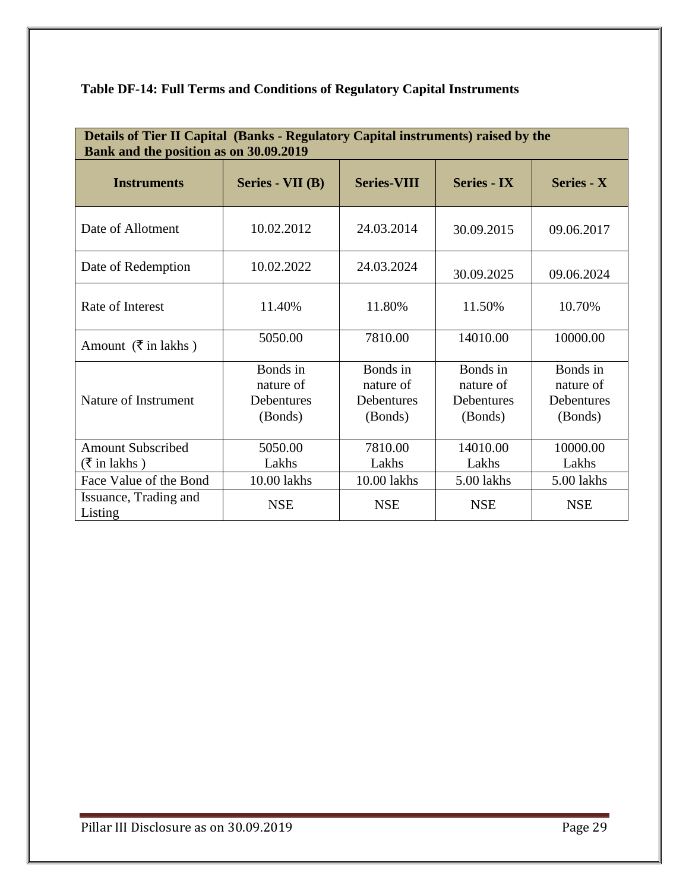**Table DF-14: Full Terms and Conditions of Regulatory Capital Instruments**

| **Details of Tier II Capital (Banks - Regulatory Capital instruments) raised by the Bank and the position as on 30.09.2019** | | | | |
|---|---|---|---|---|
| **Instruments** | **Series - VII (B)** | **Series-VIII** | **Series - IX** | **Series - X** |
| Date of Allotment | 10.02.2012 | 24.03.2014 | 30.09.2015 | 09.06.2017 |
| Date of Redemption | 10.02.2022 | 24.03.2024 | 30.09.2025 | 09.06.2024 |
| Rate of Interest | 11.40% | 11.80% | 11.50% | 10.70% |
| Amount (₹ in lakhs ) | 5050.00 | 7810.00 | 14010.00 | 10000.00 |
| Nature of Instrument | Bonds in nature of Debentures (Bonds) | Bonds in nature of Debentures (Bonds) | Bonds in nature of Debentures (Bonds) | Bonds in nature of Debentures (Bonds) |
| Amount Subscribed (₹ in lakhs ) | 5050.00 Lakhs | 7810.00 Lakhs | 14010.00 Lakhs | 10000.00 Lakhs |
| Face Value of the Bond | 10.00 lakhs | 10.00 lakhs | 5.00 lakhs | 5.00 lakhs |
| Issuance, Trading and Listing | NSE | NSE | NSE | NSE |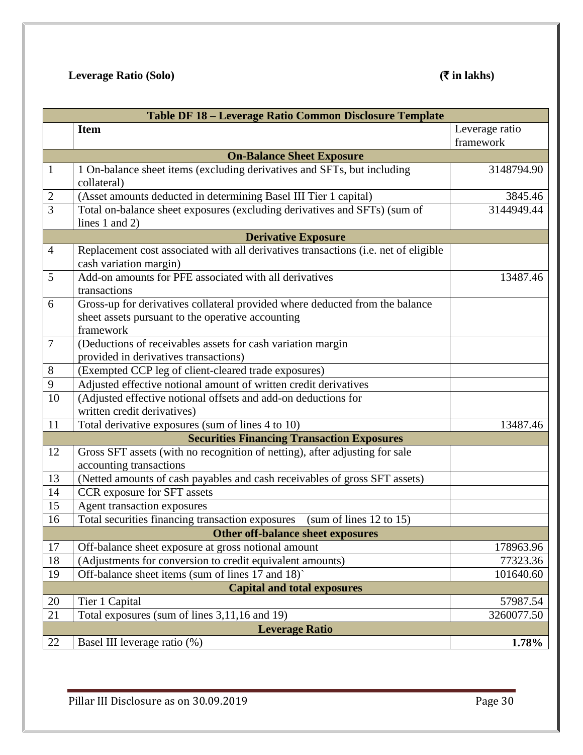**Leverage Ratio (Solo)** **(₹ in lakhs)**

| Table DF 18 – Leverage Ratio Common Disclosure Template | | |
|---|---|---|
| | **Item** | Leverage ratio framework |
| | **On-Balance Sheet Exposure** | |
| 1 | 1 On-balance sheet items (excluding derivatives and SFTs, but including collateral) | 3148794.90 |
| 2 | (Asset amounts deducted in determining Basel III Tier 1 capital) | 3845.46 |
| 3 | Total on-balance sheet exposures (excluding derivatives and SFTs) (sum of lines 1 and 2) | 3144949.44 |
| | **Derivative Exposure** | |
| 4 | Replacement cost associated with all derivatives transactions (i.e. net of eligible cash variation margin) | |
| 5 | Add-on amounts for PFE associated with all derivatives transactions | 13487.46 |
| 6 | Gross-up for derivatives collateral provided where deducted from the balance sheet assets pursuant to the operative accounting framework | |
| 7 | (Deductions of receivables assets for cash variation margin provided in derivatives transactions) | |
| 8 | (Exempted CCP leg of client-cleared trade exposures) | |
| 9 | Adjusted effective notional amount of written credit derivatives | |
| 10 | (Adjusted effective notional offsets and add-on deductions for written credit derivatives) | |
| 11 | Total derivative exposures (sum of lines 4 to 10) | 13487.46 |
| | **Securities Financing Transaction Exposures** | |
| 12 | Gross SFT assets (with no recognition of netting), after adjusting for sale accounting transactions | |
| 13 | (Netted amounts of cash payables and cash receivables of gross SFT assets) | |
| 14 | CCR exposure for SFT assets | |
| 15 | Agent transaction exposures | |
| 16 | Total securities financing transaction exposures (sum of lines 12 to 15) | |
| | **Other off-balance sheet exposures** | |
| 17 | Off-balance sheet exposure at gross notional amount | 178963.96 |
| 18 | (Adjustments for conversion to credit equivalent amounts) | 77323.36 |
| 19 | Off-balance sheet items (sum of lines 17 and 18)` | 101640.60 |
| | **Capital and total exposures** | |
| 20 | Tier 1 Capital | 57987.54 |
| 21 | Total exposures (sum of lines 3,11,16 and 19) | 3260077.50 |
| | **Leverage Ratio** | |
| 22 | Basel III leverage ratio (%) | **1.78%** |

Pillar III Disclosure as on 30.09.2019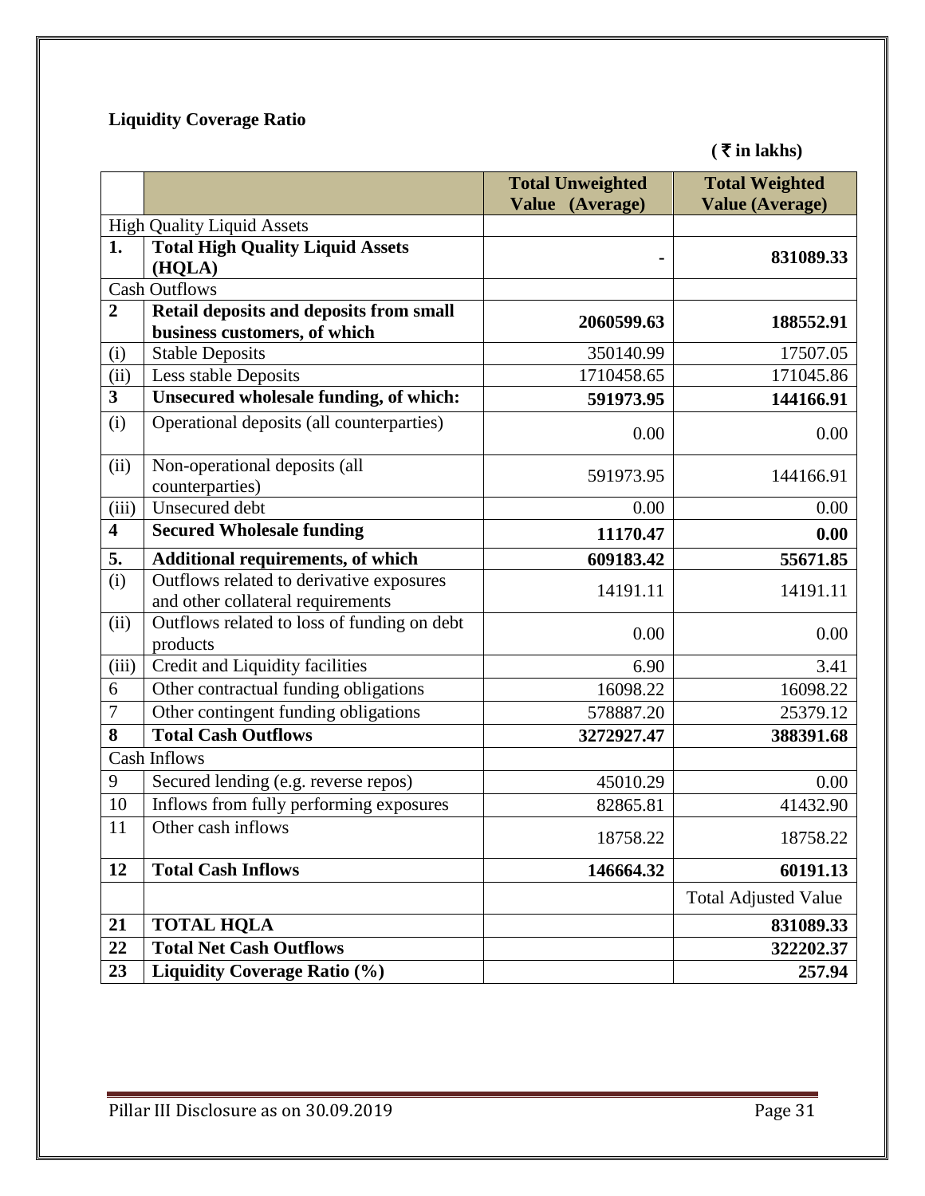**Liquidity Coverage Ratio**

**( ₹ in lakhs)**

| | | Total Unweighted Value (Average) | Total Weighted Value (Average) |
|---|---|---|---|
| High Quality Liquid Assets | | | |
| **1.** | **Total High Quality Liquid Assets (HQLA)** | - | **831089.33** |
| Cash Outflows | | | |
| **2** | **Retail deposits and deposits from small business customers, of which** | **2060599.63** | **188552.91** |
| (i) | Stable Deposits | 350140.99 | 17507.05 |
| (ii) | Less stable Deposits | 1710458.65 | 171045.86 |
| **3** | **Unsecured wholesale funding, of which:** | **591973.95** | **144166.91** |
| (i) | Operational deposits (all counterparties) | 0.00 | 0.00 |
| (ii) | Non-operational deposits (all counterparties) | 591973.95 | 144166.91 |
| (iii) | Unsecured debt | 0.00 | 0.00 |
| **4** | **Secured Wholesale funding** | **11170.47** | **0.00** |
| **5.** | **Additional requirements, of which** | **609183.42** | **55671.85** |
| (i) | Outflows related to derivative exposures and other collateral requirements | 14191.11 | 14191.11 |
| (ii) | Outflows related to loss of funding on debt products | 0.00 | 0.00 |
| (iii) | Credit and Liquidity facilities | 6.90 | 3.41 |
| 6 | Other contractual funding obligations | 16098.22 | 16098.22 |
| 7 | Other contingent funding obligations | 578887.20 | 25379.12 |
| **8** | **Total Cash Outflows** | **3272927.47** | **388391.68** |
| Cash Inflows | | | |
| 9 | Secured lending (e.g. reverse repos) | 45010.29 | 0.00 |
| 10 | Inflows from fully performing exposures | 82865.81 | 41432.90 |
| 11 | Other cash inflows | 18758.22 | 18758.22 |
| **12** | **Total Cash Inflows** | **146664.32** | **60191.13** |
| | | | Total Adjusted Value |
| **21** | **TOTAL HQLA** | | **831089.33** |
| **22** | **Total Net Cash Outflows** | | **322202.37** |
| **23** | **Liquidity Coverage Ratio (%)** | | **257.94** |

Pillar III Disclosure as on 30.09.2019